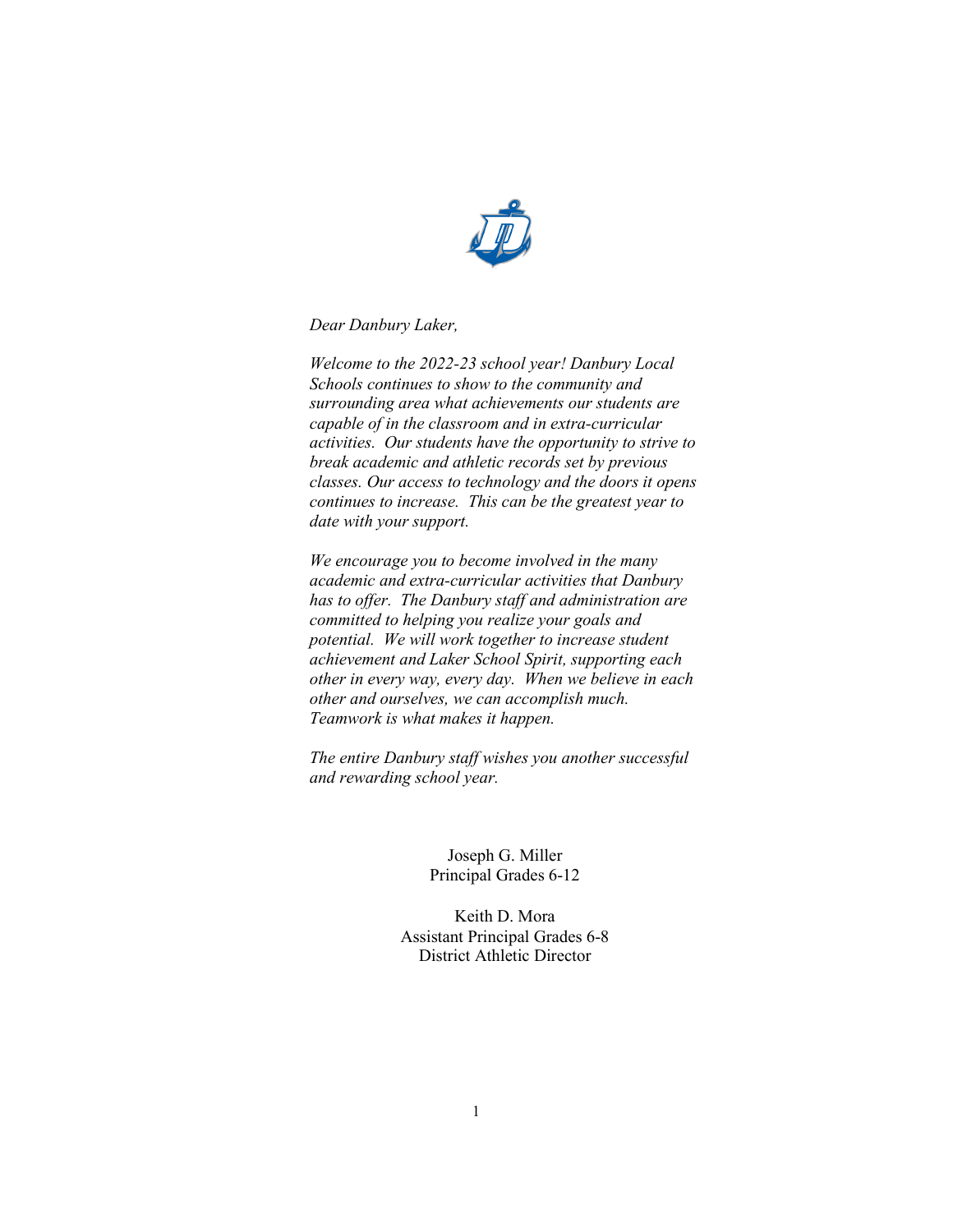*Dear Danbury Laker,*

*Welcome to the 2022-23 school year! Danbury Local Schools continues to show to the community and surrounding area what achievements our students are capable of in the classroom and in extra-curricular activities. Our students have the opportunity to strive to break academic and athletic records set by previous classes. Our access to technology and the doors it opens continues to increase. This can be the greatest year to date with your support.*

*We encourage you to become involved in the many academic and extra-curricular activities that Danbury has to offer. The Danbury staff and administration are committed to helping you realize your goals and potential. We will work together to increase student achievement and Laker School Spirit, supporting each other in every way, every day. When we believe in each other and ourselves, we can accomplish much. Teamwork is what makes it happen.*

*The entire Danbury staff wishes you another successful and rewarding school year.*

Joseph G. Miller
Principal Grades 6-12

Keith D. Mora
Assistant Principal Grades 6-8
District Athletic Director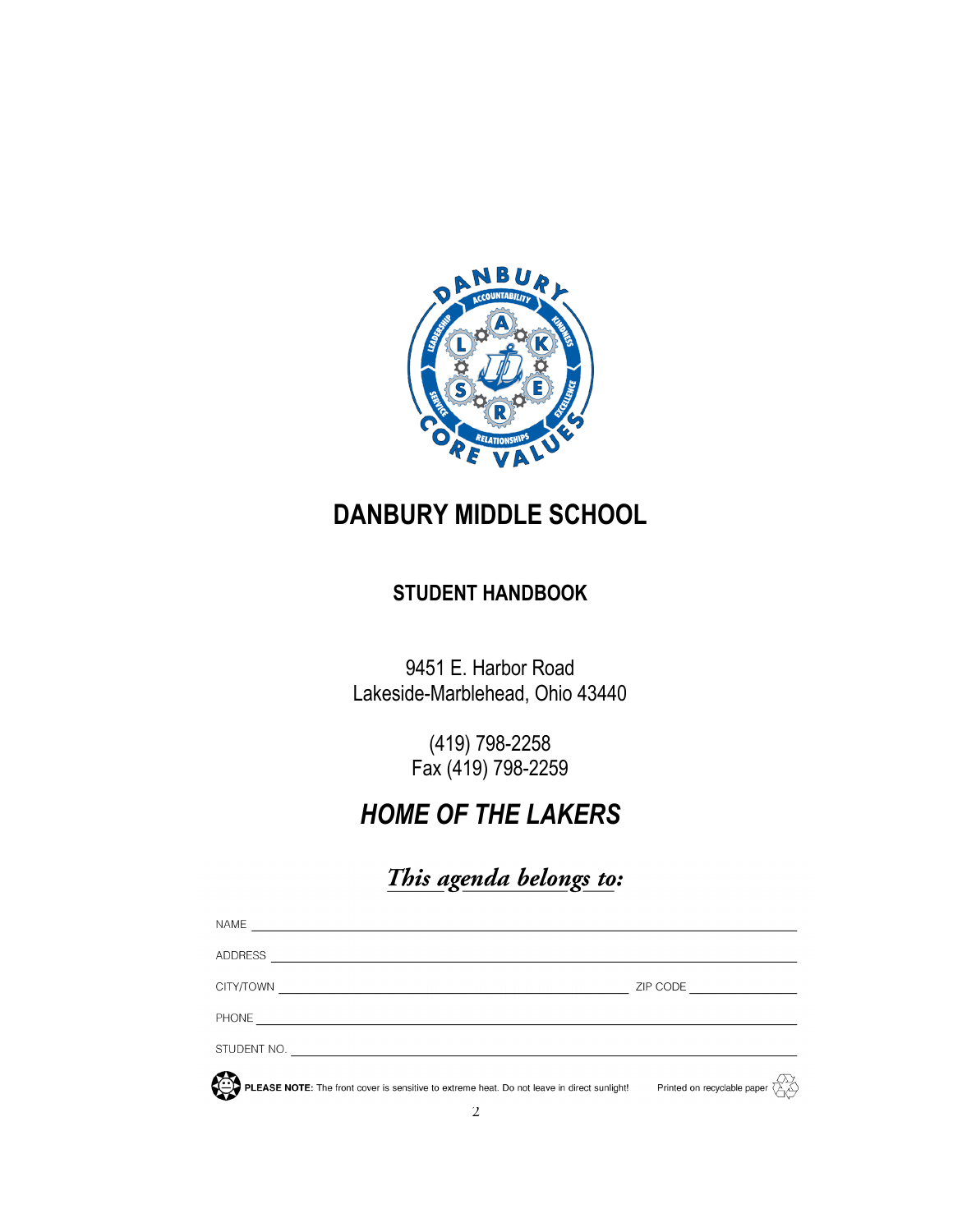# DANBURY MIDDLE SCHOOL

## STUDENT HANDBOOK

9451 E. Harbor Road
Lakeside-Marblehead, Ohio 43440

(419) 798-2258
Fax (419) 798-2259

## *HOME OF THE LAKERS*

*This agenda belongs to:*

NAME ______________________________

ADDRESS ______________________________

CITY/TOWN ______________________________ ZIP CODE ______________

PHONE ______________________________

STUDENT NO. ______________________________

**PLEASE NOTE:** The front cover is sensitive to extreme heat. Do not leave in direct sunlight!

Printed on recyclable paper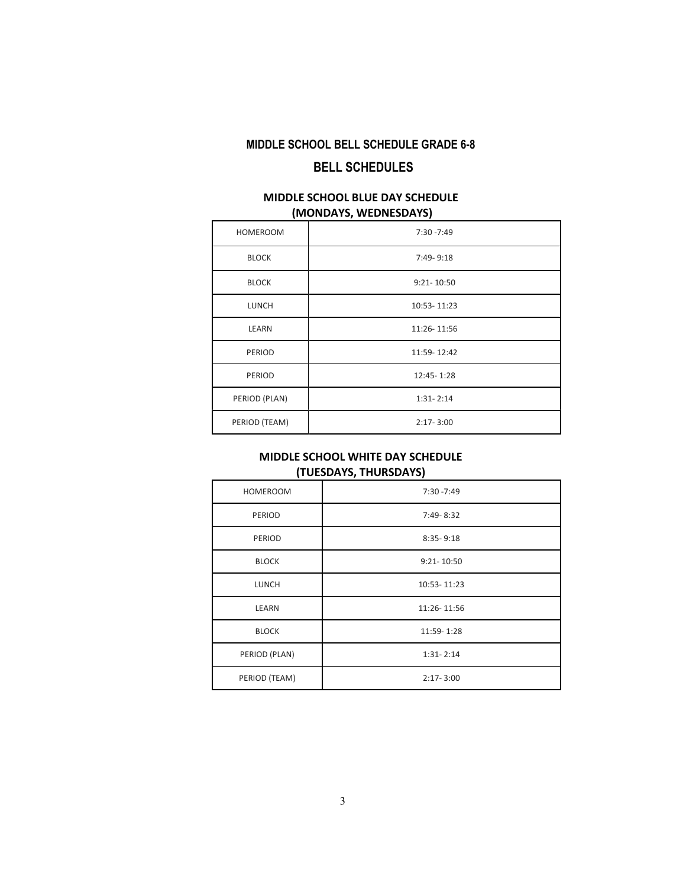## MIDDLE SCHOOL BELL SCHEDULE GRADE 6-8

## BELL SCHEDULES

### MIDDLE SCHOOL BLUE DAY SCHEDULE (MONDAYS, WEDNESDAYS)

| HOMEROOM | 7:30 -7:49 |
|---|---|
| BLOCK | 7:49- 9:18 |
| BLOCK | 9:21- 10:50 |
| LUNCH | 10:53- 11:23 |
| LEARN | 11:26- 11:56 |
| PERIOD | 11:59- 12:42 |
| PERIOD | 12:45- 1:28 |
| PERIOD (PLAN) | 1:31- 2:14 |
| PERIOD (TEAM) | 2:17- 3:00 |

### MIDDLE SCHOOL WHITE DAY SCHEDULE (TUESDAYS, THURSDAYS)

| HOMEROOM | 7:30 -7:49 |
|---|---|
| PERIOD | 7:49- 8:32 |
| PERIOD | 8:35- 9:18 |
| BLOCK | 9:21- 10:50 |
| LUNCH | 10:53- 11:23 |
| LEARN | 11:26- 11:56 |
| BLOCK | 11:59- 1:28 |
| PERIOD (PLAN) | 1:31- 2:14 |
| PERIOD (TEAM) | 2:17- 3:00 |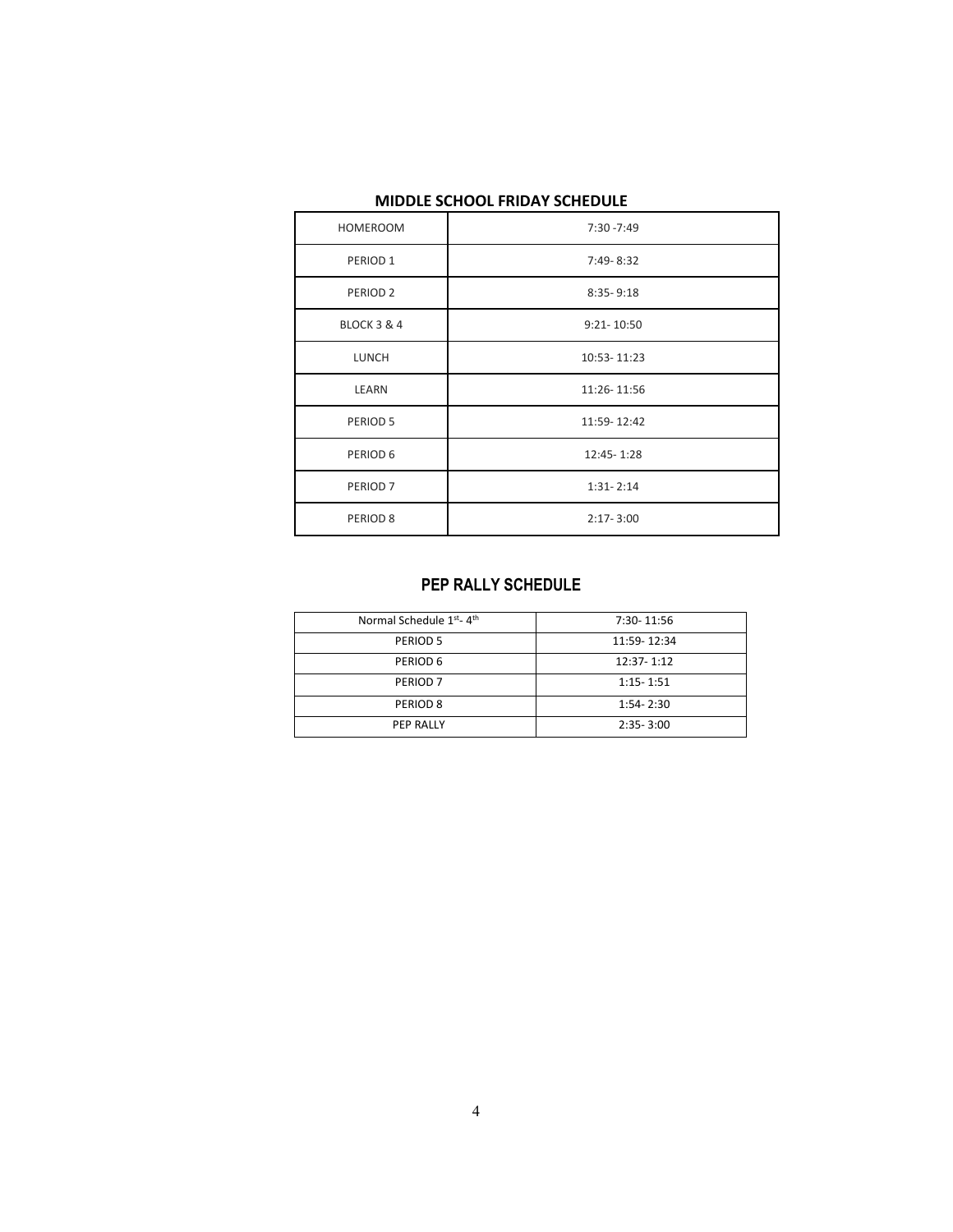## MIDDLE SCHOOL FRIDAY SCHEDULE

| HOMEROOM | 7:30 -7:49 |
|---|---|
| PERIOD 1 | 7:49- 8:32 |
| PERIOD 2 | 8:35- 9:18 |
| BLOCK 3 & 4 | 9:21- 10:50 |
| LUNCH | 10:53- 11:23 |
| LEARN | 11:26- 11:56 |
| PERIOD 5 | 11:59- 12:42 |
| PERIOD 6 | 12:45- 1:28 |
| PERIOD 7 | 1:31- 2:14 |
| PERIOD 8 | 2:17- 3:00 |

## PEP RALLY SCHEDULE

| Normal Schedule 1st- 4th | 7:30- 11:56 |
|---|---|
| PERIOD 5 | 11:59- 12:34 |
| PERIOD 6 | 12:37- 1:12 |
| PERIOD 7 | 1:15- 1:51 |
| PERIOD 8 | 1:54- 2:30 |
| PEP RALLY | 2:35- 3:00 |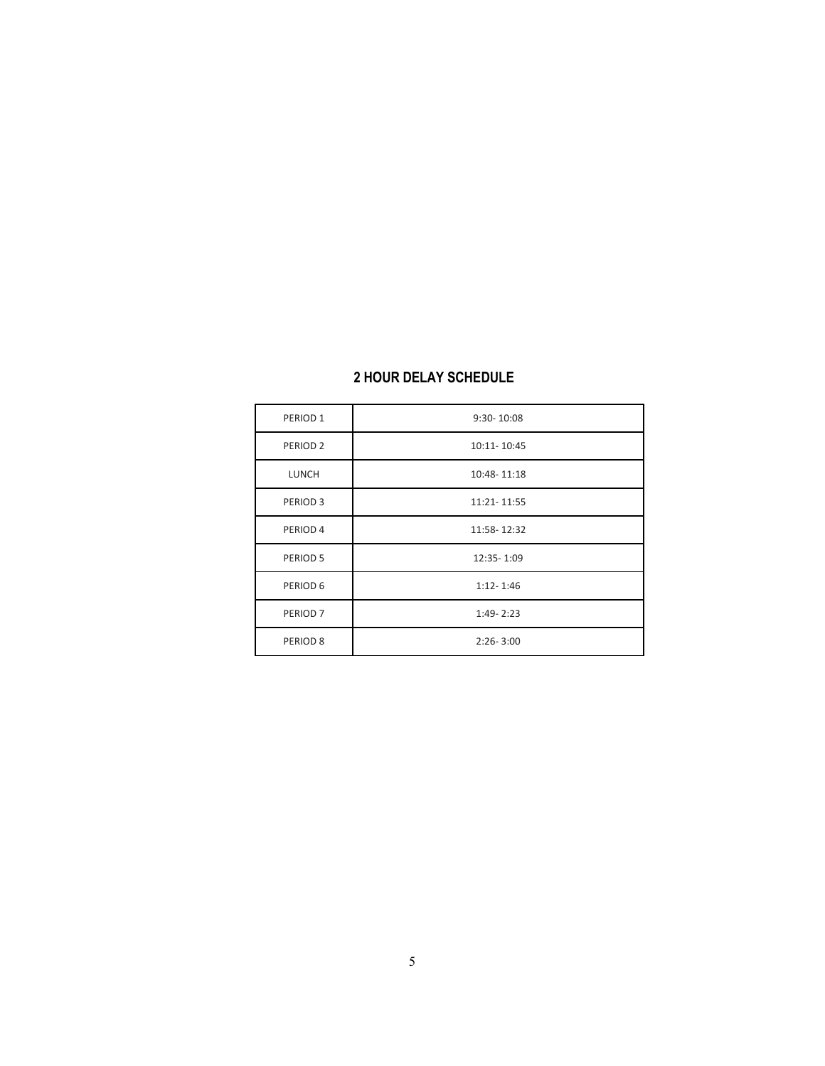## 2 HOUR DELAY SCHEDULE

| | |
|---|---|
| PERIOD 1 | 9:30- 10:08 |
| PERIOD 2 | 10:11- 10:45 |
| LUNCH | 10:48- 11:18 |
| PERIOD 3 | 11:21- 11:55 |
| PERIOD 4 | 11:58- 12:32 |
| PERIOD 5 | 12:35- 1:09 |
| PERIOD 6 | 1:12- 1:46 |
| PERIOD 7 | 1:49- 2:23 |
| PERIOD 8 | 2:26- 3:00 |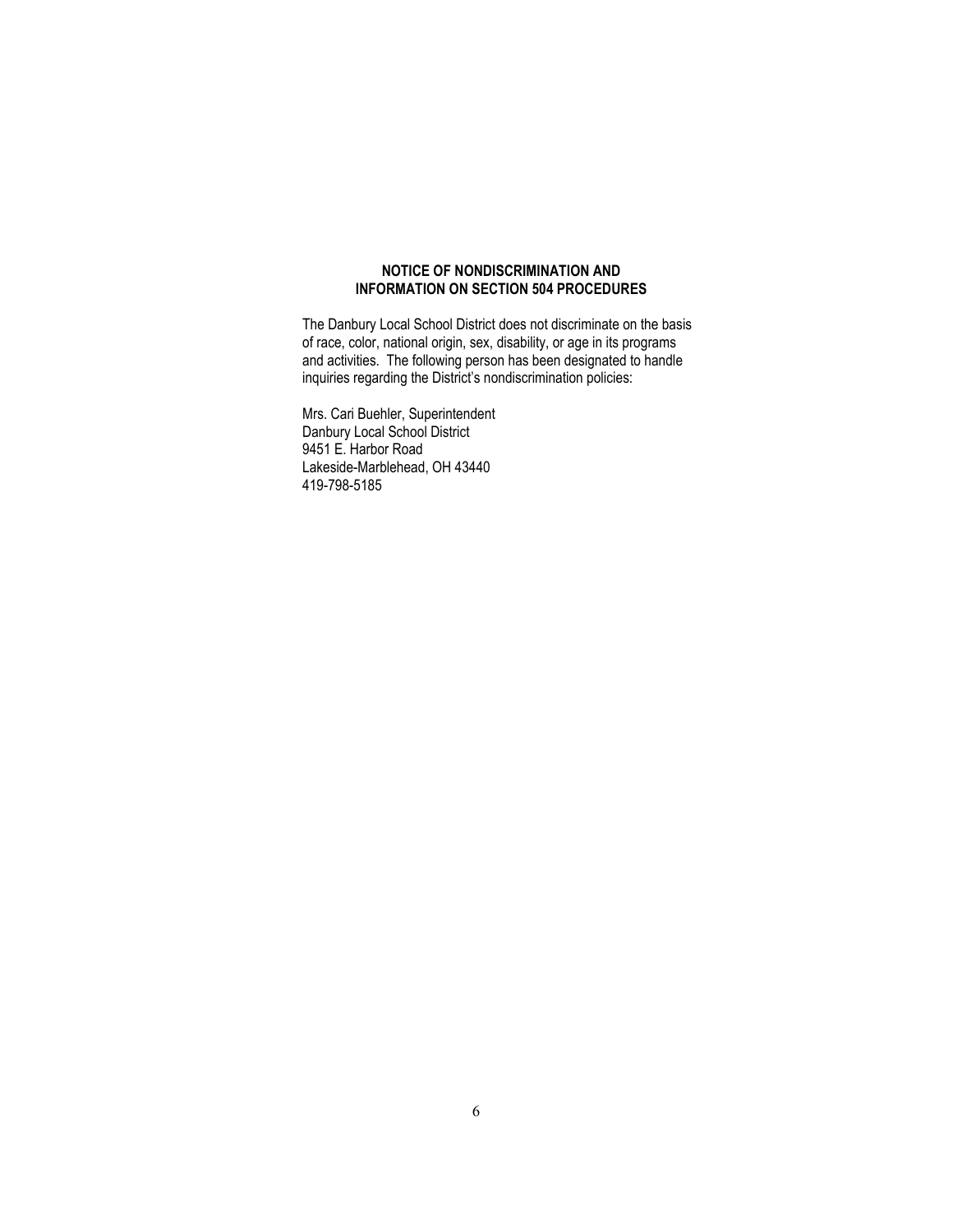## NOTICE OF NONDISCRIMINATION AND INFORMATION ON SECTION 504 PROCEDURES

The Danbury Local School District does not discriminate on the basis of race, color, national origin, sex, disability, or age in its programs and activities. The following person has been designated to handle inquiries regarding the District's nondiscrimination policies:

Mrs. Cari Buehler, Superintendent  
Danbury Local School District  
9451 E. Harbor Road  
Lakeside-Marblehead, OH 43440  
419-798-5185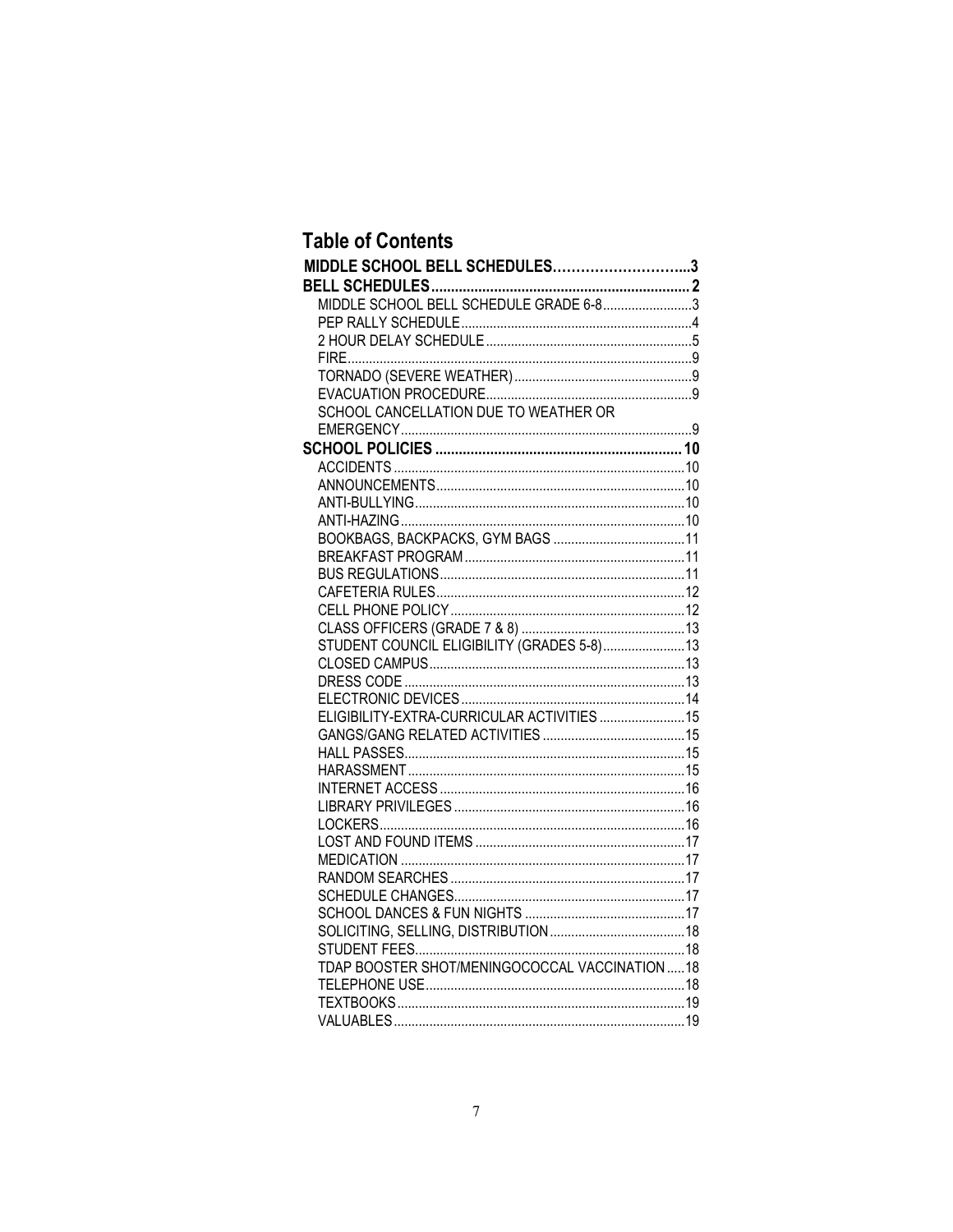## Table of Contents

**MIDDLE SCHOOL BELL SCHEDULES………………………...3**

**BELL SCHEDULES.................................................................. 2**

- MIDDLE SCHOOL BELL SCHEDULE GRADE 6-8.........................3
- PEP RALLY SCHEDULE................................................................4
- 2 HOUR DELAY SCHEDULE..........................................................5
- FIRE...............................................................................................9
- TORNADO (SEVERE WEATHER)..................................................9
- EVACUATION PROCEDURE..........................................................9
- SCHOOL CANCELLATION DUE TO WEATHER OR EMERGENCY..................................................................................9

**SCHOOL POLICIES ............................................................... 10**

- ACCIDENTS..................................................................................10
- ANNOUNCEMENTS......................................................................10
- ANTI-BULLYING............................................................................10
- ANTI-HAZING................................................................................10
- BOOKBAGS, BACKPACKS, GYM BAGS .....................................11
- BREAKFAST PROGRAM..............................................................11
- BUS REGULATIONS.....................................................................11
- CAFETERIA RULES......................................................................12
- CELL PHONE POLICY..................................................................12
- CLASS OFFICERS (GRADE 7 & 8) ..............................................13
- STUDENT COUNCIL ELIGIBILITY (GRADES 5-8).......................13
- CLOSED CAMPUS........................................................................13
- DRESS CODE ...............................................................................13
- ELECTRONIC DEVICES...............................................................14
- ELIGIBILITY-EXTRA-CURRICULAR ACTIVITIES ........................15
- GANGS/GANG RELATED ACTIVITIES ........................................15
- HALL PASSES...............................................................................15
- HARASSMENT..............................................................................15
- INTERNET ACCESS.....................................................................16
- LIBRARY PRIVILEGES.................................................................16
- LOCKERS......................................................................................16
- LOST AND FOUND ITEMS ...........................................................17
- MEDICATION ................................................................................17
- RANDOM SEARCHES..................................................................17
- SCHEDULE CHANGES.................................................................17
- SCHOOL DANCES & FUN NIGHTS .............................................17
- SOLICITING, SELLING, DISTRIBUTION......................................18
- STUDENT FEES............................................................................18
- TDAP BOOSTER SHOT/MENINGOCOCCAL VACCINATION.....18
- TELEPHONE USE.........................................................................18
- TEXTBOOKS.................................................................................19
- VALUABLES..................................................................................19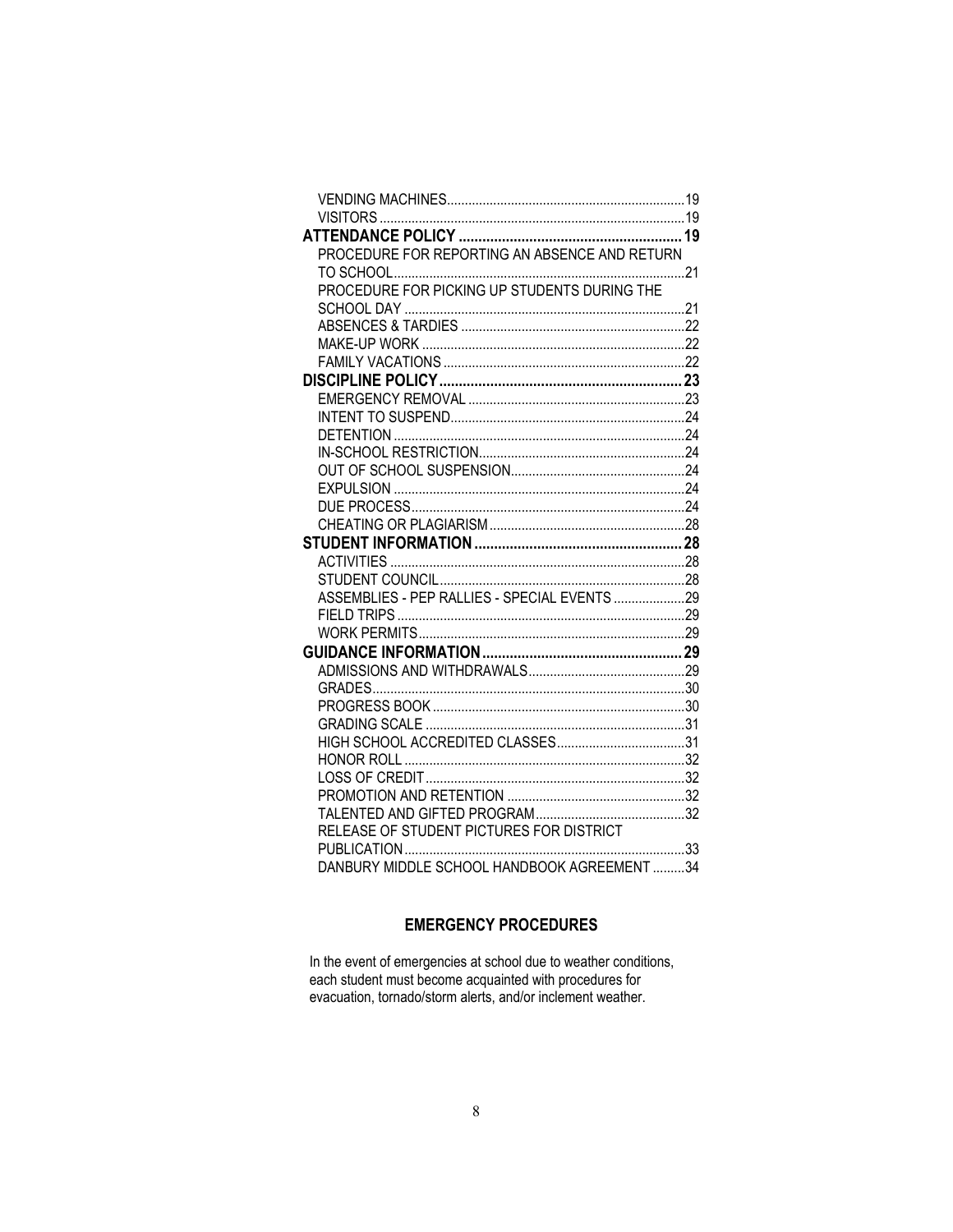VENDING MACHINES .......... 19
VISITORS .......... 19
**ATTENDANCE POLICY .......... 19**
PROCEDURE FOR REPORTING AN ABSENCE AND RETURN TO SCHOOL .......... 21
PROCEDURE FOR PICKING UP STUDENTS DURING THE SCHOOL DAY .......... 21
ABSENCES & TARDIES .......... 22
MAKE-UP WORK .......... 22
FAMILY VACATIONS .......... 22
**DISCIPLINE POLICY .......... 23**
EMERGENCY REMOVAL .......... 23
INTENT TO SUSPEND .......... 24
DETENTION .......... 24
IN-SCHOOL RESTRICTION .......... 24
OUT OF SCHOOL SUSPENSION .......... 24
EXPULSION .......... 24
DUE PROCESS .......... 24
CHEATING OR PLAGIARISM .......... 28
**STUDENT INFORMATION .......... 28**
ACTIVITIES .......... 28
STUDENT COUNCIL .......... 28
ASSEMBLIES - PEP RALLIES - SPECIAL EVENTS .......... 29
FIELD TRIPS .......... 29
WORK PERMITS .......... 29
**GUIDANCE INFORMATION .......... 29**
ADMISSIONS AND WITHDRAWALS .......... 29
GRADES .......... 30
PROGRESS BOOK .......... 30
GRADING SCALE .......... 31
HIGH SCHOOL ACCREDITED CLASSES .......... 31
HONOR ROLL .......... 32
LOSS OF CREDIT .......... 32
PROMOTION AND RETENTION .......... 32
TALENTED AND GIFTED PROGRAM .......... 32
RELEASE OF STUDENT PICTURES FOR DISTRICT PUBLICATION .......... 33
DANBURY MIDDLE SCHOOL HANDBOOK AGREEMENT .......... 34

## EMERGENCY PROCEDURES

In the event of emergencies at school due to weather conditions, each student must become acquainted with procedures for evacuation, tornado/storm alerts, and/or inclement weather.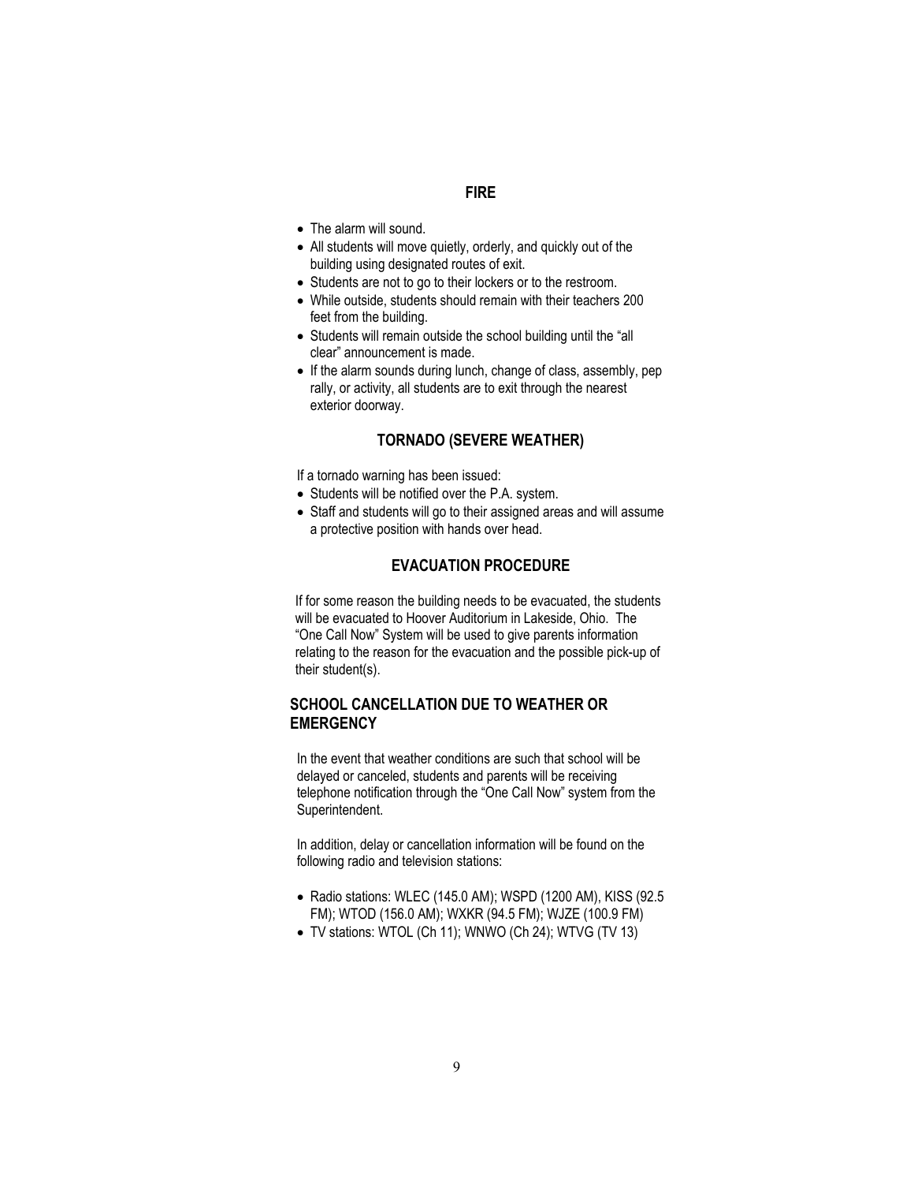## FIRE

- The alarm will sound.
- All students will move quietly, orderly, and quickly out of the building using designated routes of exit.
- Students are not to go to their lockers or to the restroom.
- While outside, students should remain with their teachers 200 feet from the building.
- Students will remain outside the school building until the "all clear" announcement is made.
- If the alarm sounds during lunch, change of class, assembly, pep rally, or activity, all students are to exit through the nearest exterior doorway.

## TORNADO (SEVERE WEATHER)

If a tornado warning has been issued:

- Students will be notified over the P.A. system.
- Staff and students will go to their assigned areas and will assume a protective position with hands over head.

## EVACUATION PROCEDURE

If for some reason the building needs to be evacuated, the students will be evacuated to Hoover Auditorium in Lakeside, Ohio. The "One Call Now" System will be used to give parents information relating to the reason for the evacuation and the possible pick-up of their student(s).

## SCHOOL CANCELLATION DUE TO WEATHER OR EMERGENCY

In the event that weather conditions are such that school will be delayed or canceled, students and parents will be receiving telephone notification through the "One Call Now" system from the Superintendent.

In addition, delay or cancellation information will be found on the following radio and television stations:

- Radio stations: WLEC (145.0 AM); WSPD (1200 AM), KISS (92.5 FM); WTOD (156.0 AM); WXKR (94.5 FM); WJZE (100.9 FM)
- TV stations: WTOL (Ch 11); WNWO (Ch 24); WTVG (TV 13)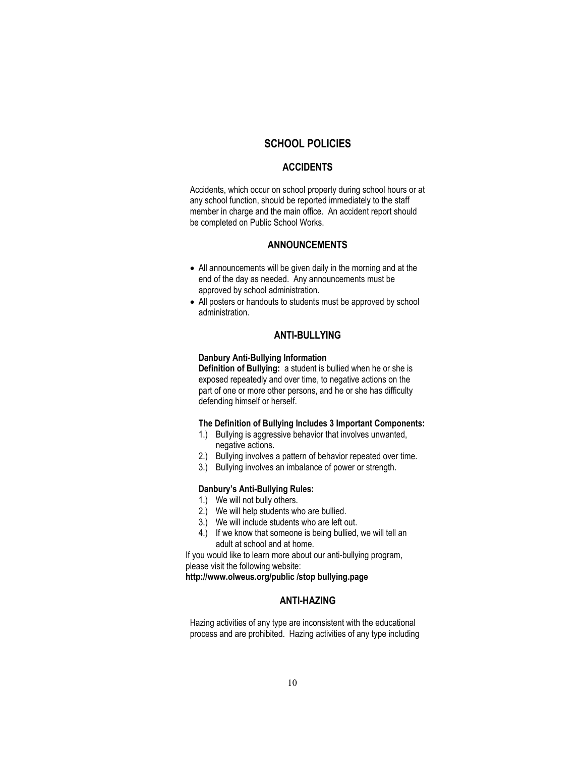# SCHOOL POLICIES

## ACCIDENTS

Accidents, which occur on school property during school hours or at any school function, should be reported immediately to the staff member in charge and the main office. An accident report should be completed on Public School Works.

## ANNOUNCEMENTS

- All announcements will be given daily in the morning and at the end of the day as needed. Any announcements must be approved by school administration.
- All posters or handouts to students must be approved by school administration.

## ANTI-BULLYING

**Danbury Anti-Bullying Information**

**Definition of Bullying:** a student is bullied when he or she is exposed repeatedly and over time, to negative actions on the part of one or more other persons, and he or she has difficulty defending himself or herself.

**The Definition of Bullying Includes 3 Important Components:**

1.) Bullying is aggressive behavior that involves unwanted, negative actions.
2.) Bullying involves a pattern of behavior repeated over time.
3.) Bullying involves an imbalance of power or strength.

**Danbury's Anti-Bullying Rules:**

1.) We will not bully others.
2.) We will help students who are bullied.
3.) We will include students who are left out.
4.) If we know that someone is being bullied, we will tell an adult at school and at home.

If you would like to learn more about our anti-bullying program, please visit the following website:
**http://www.olweus.org/public /stop bullying.page**

## ANTI-HAZING

Hazing activities of any type are inconsistent with the educational process and are prohibited. Hazing activities of any type including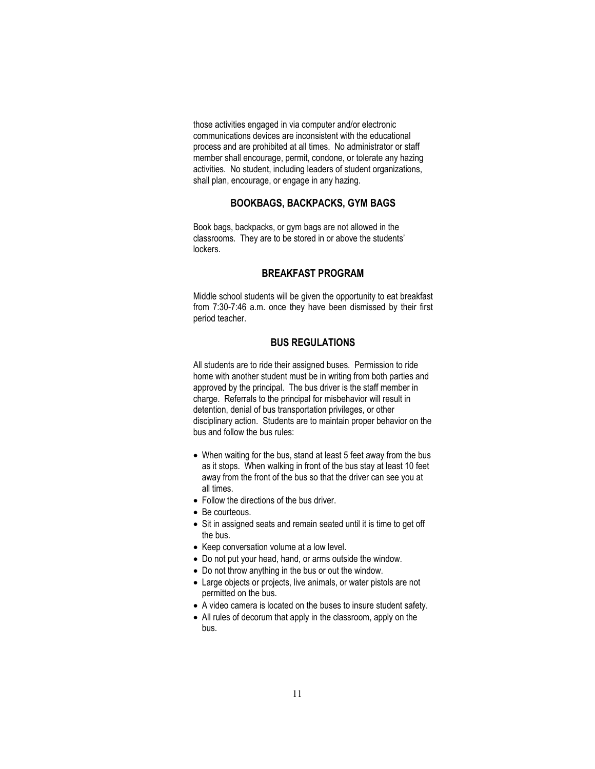those activities engaged in via computer and/or electronic communications devices are inconsistent with the educational process and are prohibited at all times. No administrator or staff member shall encourage, permit, condone, or tolerate any hazing activities. No student, including leaders of student organizations, shall plan, encourage, or engage in any hazing.

## BOOKBAGS, BACKPACKS, GYM BAGS

Book bags, backpacks, or gym bags are not allowed in the classrooms. They are to be stored in or above the students' lockers.

## BREAKFAST PROGRAM

Middle school students will be given the opportunity to eat breakfast from 7:30-7:46 a.m. once they have been dismissed by their first period teacher.

## BUS REGULATIONS

All students are to ride their assigned buses. Permission to ride home with another student must be in writing from both parties and approved by the principal. The bus driver is the staff member in charge. Referrals to the principal for misbehavior will result in detention, denial of bus transportation privileges, or other disciplinary action. Students are to maintain proper behavior on the bus and follow the bus rules:

- When waiting for the bus, stand at least 5 feet away from the bus as it stops. When walking in front of the bus stay at least 10 feet away from the front of the bus so that the driver can see you at all times.
- Follow the directions of the bus driver.
- Be courteous.
- Sit in assigned seats and remain seated until it is time to get off the bus.
- Keep conversation volume at a low level.
- Do not put your head, hand, or arms outside the window.
- Do not throw anything in the bus or out the window.
- Large objects or projects, live animals, or water pistols are not permitted on the bus.
- A video camera is located on the buses to insure student safety.
- All rules of decorum that apply in the classroom, apply on the bus.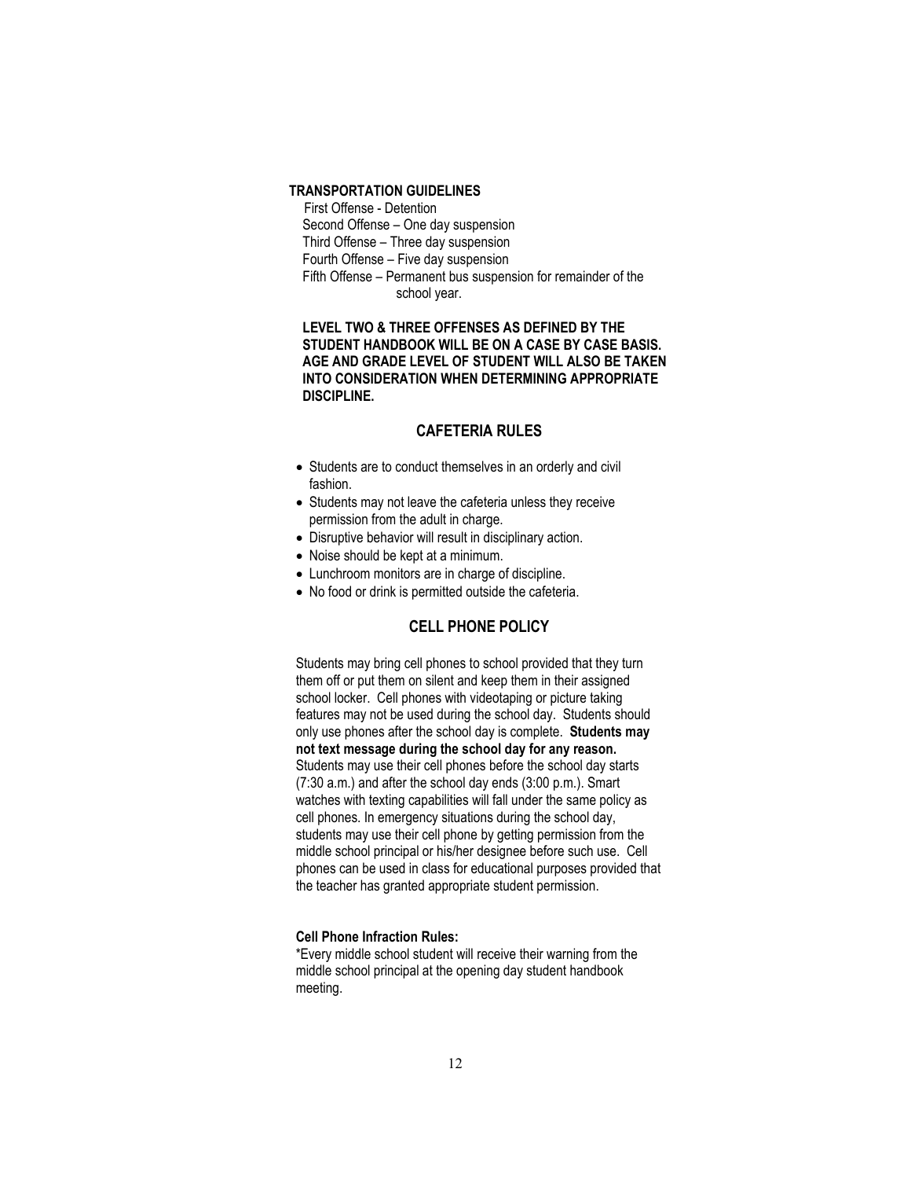**TRANSPORTATION GUIDELINES**

First Offense - Detention
Second Offense – One day suspension
Third Offense – Three day suspension
Fourth Offense – Five day suspension
Fifth Offense – Permanent bus suspension for remainder of the school year.

**LEVEL TWO & THREE OFFENSES AS DEFINED BY THE STUDENT HANDBOOK WILL BE ON A CASE BY CASE BASIS. AGE AND GRADE LEVEL OF STUDENT WILL ALSO BE TAKEN INTO CONSIDERATION WHEN DETERMINING APPROPRIATE DISCIPLINE.**

## CAFETERIA RULES

- Students are to conduct themselves in an orderly and civil fashion.
- Students may not leave the cafeteria unless they receive permission from the adult in charge.
- Disruptive behavior will result in disciplinary action.
- Noise should be kept at a minimum.
- Lunchroom monitors are in charge of discipline.
- No food or drink is permitted outside the cafeteria.

## CELL PHONE POLICY

Students may bring cell phones to school provided that they turn them off or put them on silent and keep them in their assigned school locker. Cell phones with videotaping or picture taking features may not be used during the school day. Students should only use phones after the school day is complete. **Students may not text message during the school day for any reason.** Students may use their cell phones before the school day starts (7:30 a.m.) and after the school day ends (3:00 p.m.). Smart watches with texting capabilities will fall under the same policy as cell phones. In emergency situations during the school day, students may use their cell phone by getting permission from the middle school principal or his/her designee before such use. Cell phones can be used in class for educational purposes provided that the teacher has granted appropriate student permission.

**Cell Phone Infraction Rules:**

*Every middle school student will receive their warning from the middle school principal at the opening day student handbook meeting.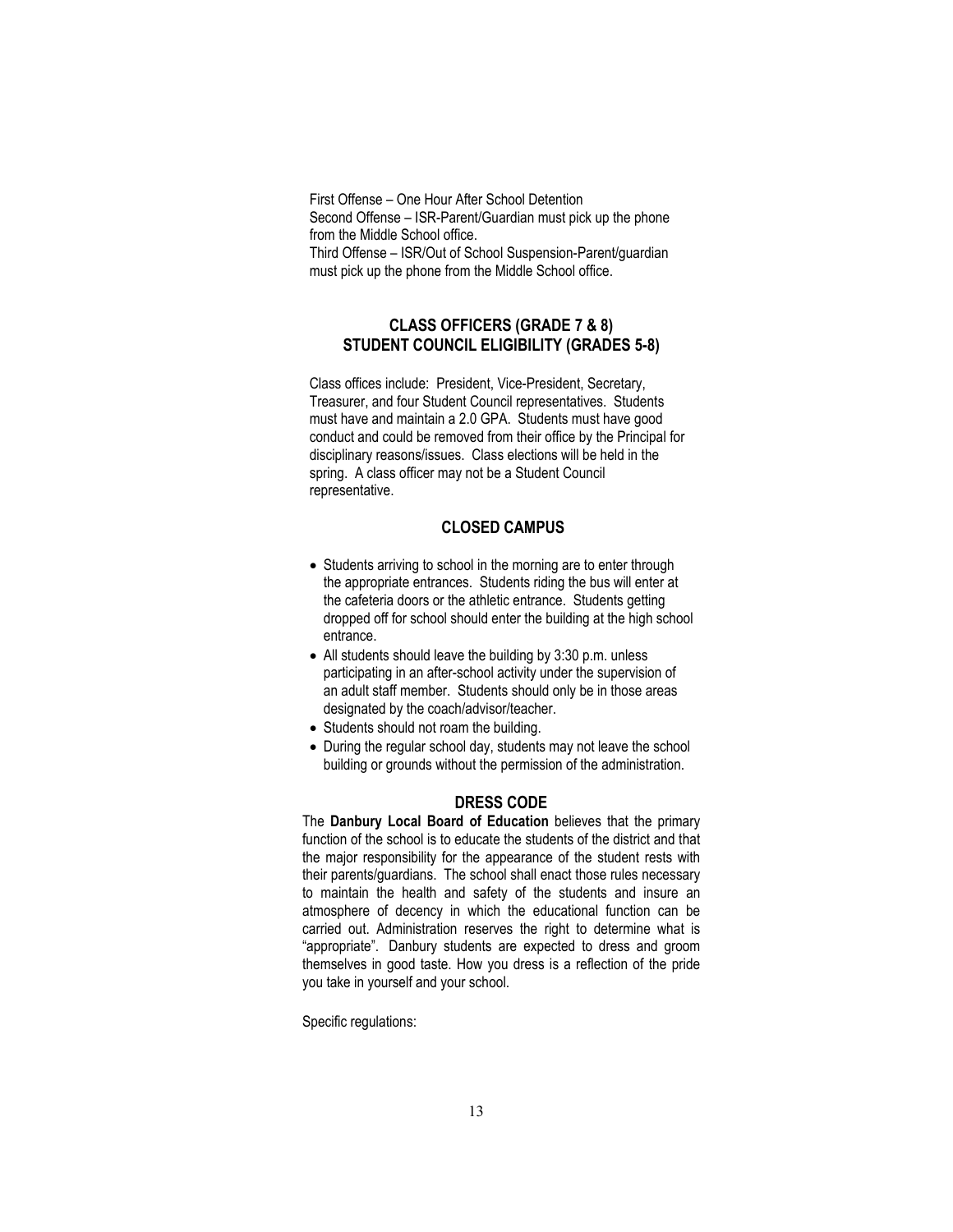First Offense – One Hour After School Detention
Second Offense – ISR-Parent/Guardian must pick up the phone from the Middle School office.
Third Offense – ISR/Out of School Suspension-Parent/guardian must pick up the phone from the Middle School office.

## CLASS OFFICERS (GRADE 7 & 8)
## STUDENT COUNCIL ELIGIBILITY (GRADES 5-8)

Class offices include: President, Vice-President, Secretary, Treasurer, and four Student Council representatives. Students must have and maintain a 2.0 GPA. Students must have good conduct and could be removed from their office by the Principal for disciplinary reasons/issues. Class elections will be held in the spring. A class officer may not be a Student Council representative.

## CLOSED CAMPUS

- Students arriving to school in the morning are to enter through the appropriate entrances. Students riding the bus will enter at the cafeteria doors or the athletic entrance. Students getting dropped off for school should enter the building at the high school entrance.
- All students should leave the building by 3:30 p.m. unless participating in an after-school activity under the supervision of an adult staff member. Students should only be in those areas designated by the coach/advisor/teacher.
- Students should not roam the building.
- During the regular school day, students may not leave the school building or grounds without the permission of the administration.

## DRESS CODE

The **Danbury Local Board of Education** believes that the primary function of the school is to educate the students of the district and that the major responsibility for the appearance of the student rests with their parents/guardians. The school shall enact those rules necessary to maintain the health and safety of the students and insure an atmosphere of decency in which the educational function can be carried out. Administration reserves the right to determine what is "appropriate". Danbury students are expected to dress and groom themselves in good taste. How you dress is a reflection of the pride you take in yourself and your school.

Specific regulations: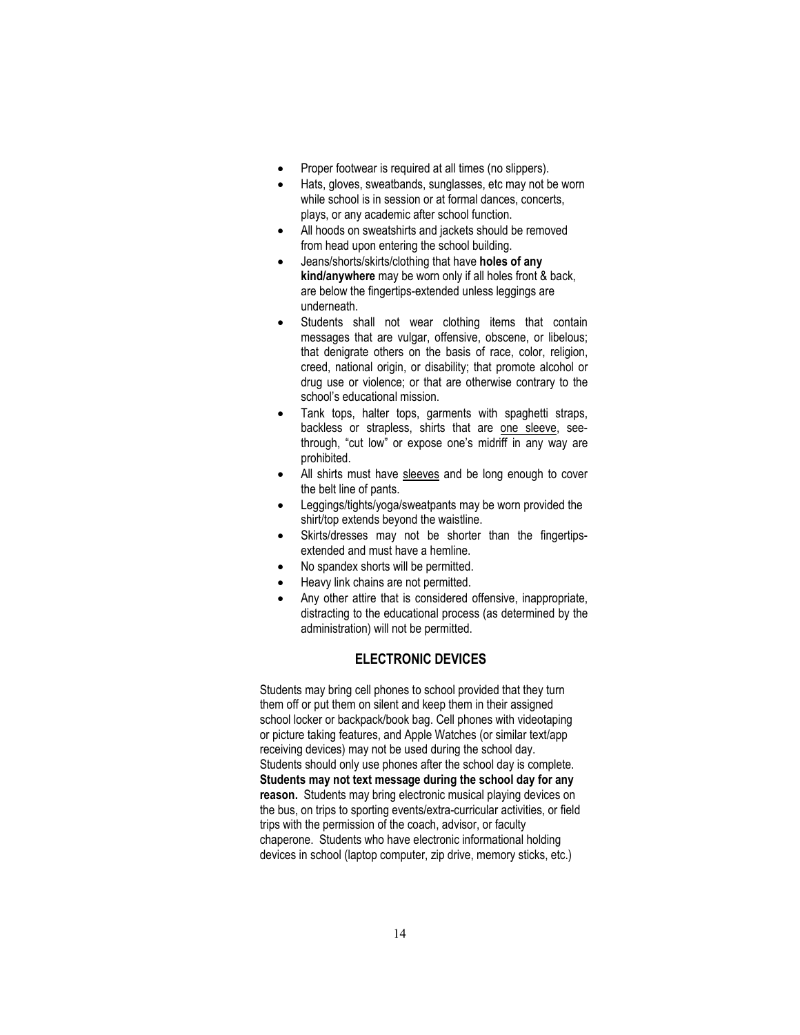- Proper footwear is required at all times (no slippers).
- Hats, gloves, sweatbands, sunglasses, etc may not be worn while school is in session or at formal dances, concerts, plays, or any academic after school function.
- All hoods on sweatshirts and jackets should be removed from head upon entering the school building.
- Jeans/shorts/skirts/clothing that have **holes of any kind/anywhere** may be worn only if all holes front & back, are below the fingertips-extended unless leggings are underneath.
- Students shall not wear clothing items that contain messages that are vulgar, offensive, obscene, or libelous; that denigrate others on the basis of race, color, religion, creed, national origin, or disability; that promote alcohol or drug use or violence; or that are otherwise contrary to the school's educational mission.
- Tank tops, halter tops, garments with spaghetti straps, backless or strapless, shirts that are <u>one sleeve</u>, see-through, "cut low" or expose one's midriff in any way are prohibited.
- All shirts must have <u>sleeves</u> and be long enough to cover the belt line of pants.
- Leggings/tights/yoga/sweatpants may be worn provided the shirt/top extends beyond the waistline.
- Skirts/dresses may not be shorter than the fingertips-extended and must have a hemline.
- No spandex shorts will be permitted.
- Heavy link chains are not permitted.
- Any other attire that is considered offensive, inappropriate, distracting to the educational process (as determined by the administration) will not be permitted.

## ELECTRONIC DEVICES

Students may bring cell phones to school provided that they turn them off or put them on silent and keep them in their assigned school locker or backpack/book bag. Cell phones with videotaping or picture taking features, and Apple Watches (or similar text/app receiving devices) may not be used during the school day. Students should only use phones after the school day is complete. **Students may not text message during the school day for any reason.** Students may bring electronic musical playing devices on the bus, on trips to sporting events/extra-curricular activities, or field trips with the permission of the coach, advisor, or faculty chaperone. Students who have electronic informational holding devices in school (laptop computer, zip drive, memory sticks, etc.)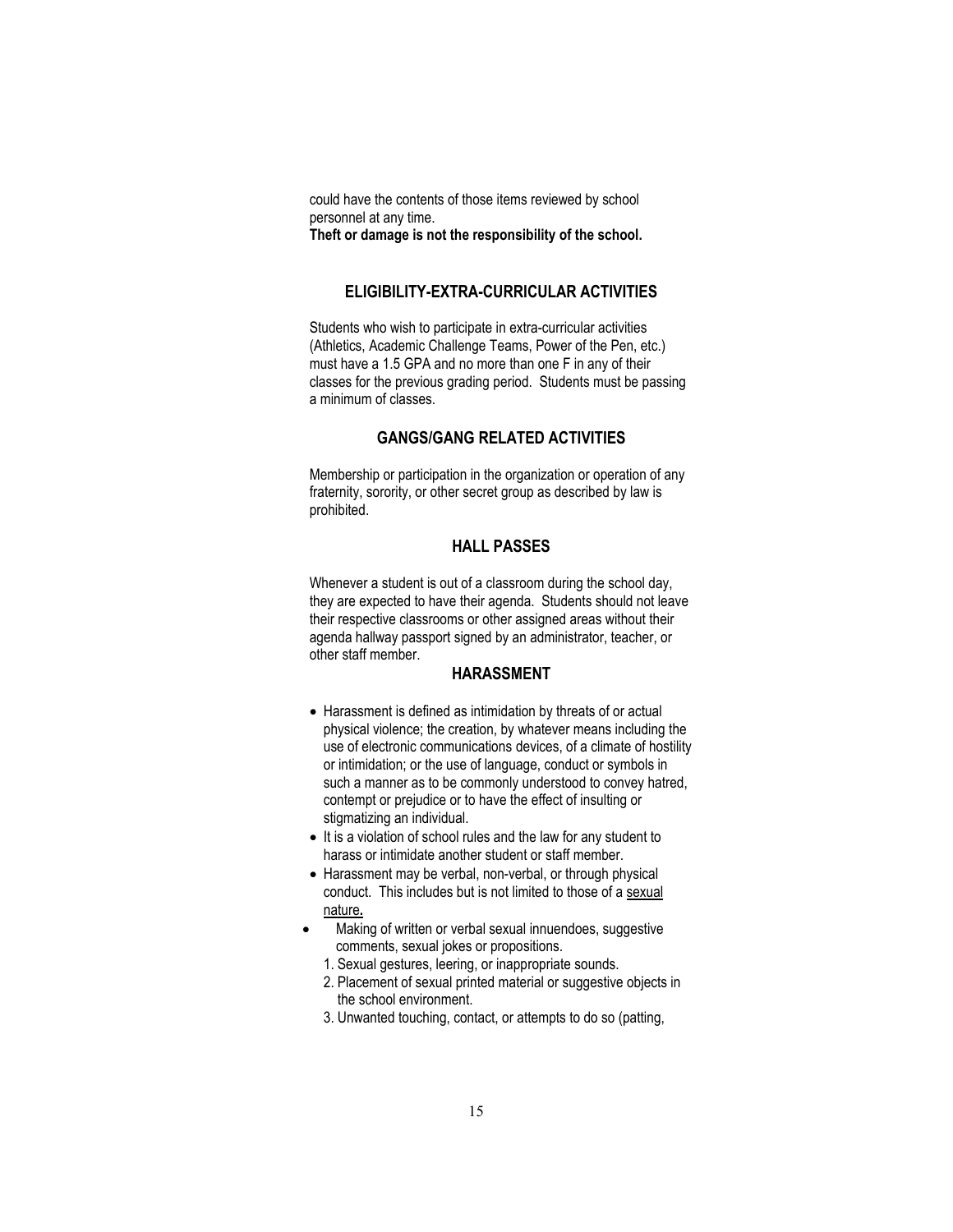could have the contents of those items reviewed by school personnel at any time.
**Theft or damage is not the responsibility of the school.**

## ELIGIBILITY-EXTRA-CURRICULAR ACTIVITIES

Students who wish to participate in extra-curricular activities (Athletics, Academic Challenge Teams, Power of the Pen, etc.) must have a 1.5 GPA and no more than one F in any of their classes for the previous grading period. Students must be passing a minimum of classes.

## GANGS/GANG RELATED ACTIVITIES

Membership or participation in the organization or operation of any fraternity, sorority, or other secret group as described by law is prohibited.

## HALL PASSES

Whenever a student is out of a classroom during the school day, they are expected to have their agenda. Students should not leave their respective classrooms or other assigned areas without their agenda hallway passport signed by an administrator, teacher, or other staff member.

## HARASSMENT

- Harassment is defined as intimidation by threats of or actual physical violence; the creation, by whatever means including the use of electronic communications devices, of a climate of hostility or intimidation; or the use of language, conduct or symbols in such a manner as to be commonly understood to convey hatred, contempt or prejudice or to have the effect of insulting or stigmatizing an individual.
- It is a violation of school rules and the law for any student to harass or intimidate another student or staff member.
- Harassment may be verbal, non-verbal, or through physical conduct. This includes but is not limited to those of a <u>sexual nature</u>**.**
- Making of written or verbal sexual innuendoes, suggestive comments, sexual jokes or propositions.
  1. Sexual gestures, leering, or inappropriate sounds.
  2. Placement of sexual printed material or suggestive objects in the school environment.
  3. Unwanted touching, contact, or attempts to do so (patting,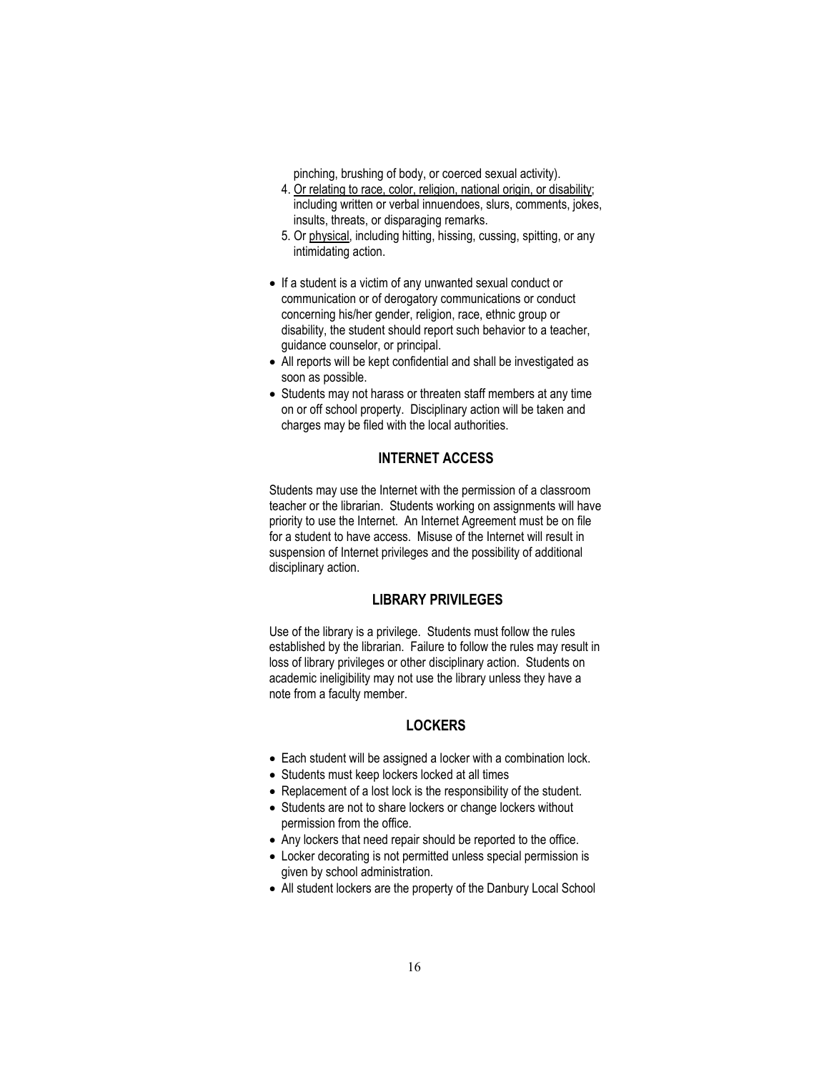pinching, brushing of body, or coerced sexual activity).

4. Or relating to race, color, religion, national origin, or disability; including written or verbal innuendoes, slurs, comments, jokes, insults, threats, or disparaging remarks.
5. Or physical, including hitting, hissing, cussing, spitting, or any intimidating action.

- If a student is a victim of any unwanted sexual conduct or communication or of derogatory communications or conduct concerning his/her gender, religion, race, ethnic group or disability, the student should report such behavior to a teacher, guidance counselor, or principal.
- All reports will be kept confidential and shall be investigated as soon as possible.
- Students may not harass or threaten staff members at any time on or off school property. Disciplinary action will be taken and charges may be filed with the local authorities.

## INTERNET ACCESS

Students may use the Internet with the permission of a classroom teacher or the librarian. Students working on assignments will have priority to use the Internet. An Internet Agreement must be on file for a student to have access. Misuse of the Internet will result in suspension of Internet privileges and the possibility of additional disciplinary action.

## LIBRARY PRIVILEGES

Use of the library is a privilege. Students must follow the rules established by the librarian. Failure to follow the rules may result in loss of library privileges or other disciplinary action. Students on academic ineligibility may not use the library unless they have a note from a faculty member.

## LOCKERS

- Each student will be assigned a locker with a combination lock.
- Students must keep lockers locked at all times
- Replacement of a lost lock is the responsibility of the student.
- Students are not to share lockers or change lockers without permission from the office.
- Any lockers that need repair should be reported to the office.
- Locker decorating is not permitted unless special permission is given by school administration.
- All student lockers are the property of the Danbury Local School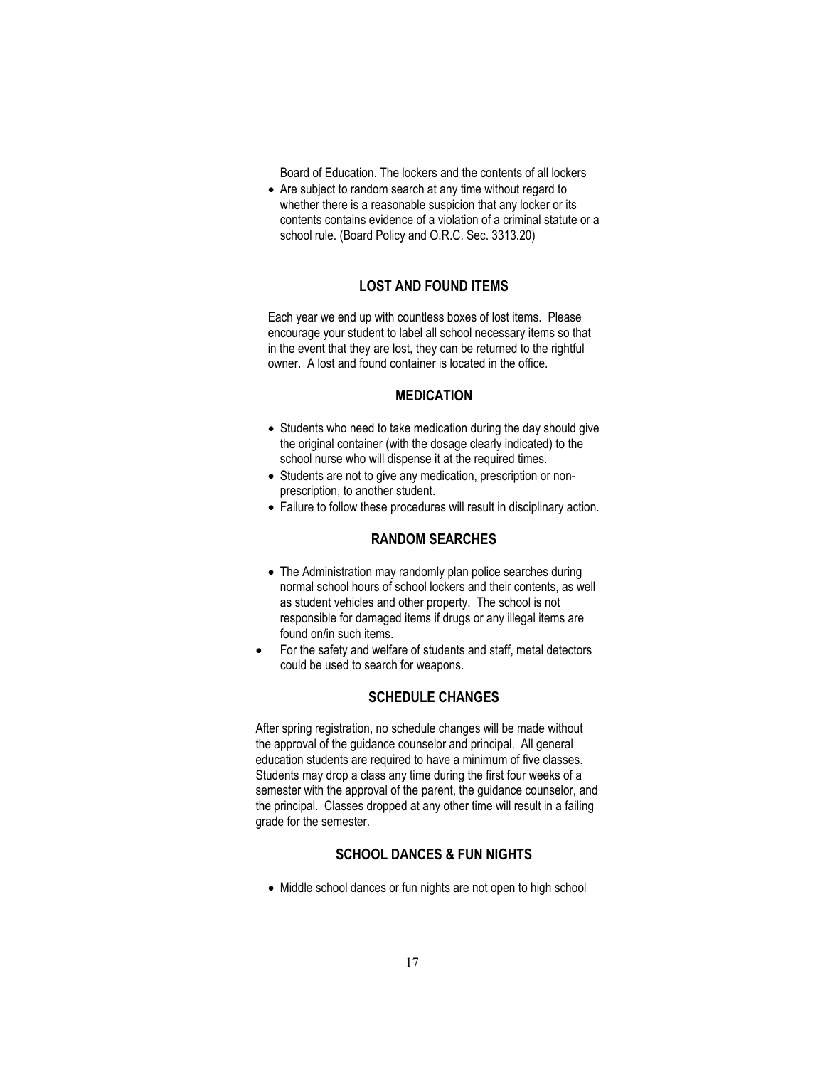Board of Education. The lockers and the contents of all lockers

- Are subject to random search at any time without regard to whether there is a reasonable suspicion that any locker or its contents contains evidence of a violation of a criminal statute or a school rule. (Board Policy and O.R.C. Sec. 3313.20)

### LOST AND FOUND ITEMS

Each year we end up with countless boxes of lost items. Please encourage your student to label all school necessary items so that in the event that they are lost, they can be returned to the rightful owner. A lost and found container is located in the office.

### MEDICATION

- Students who need to take medication during the day should give the original container (with the dosage clearly indicated) to the school nurse who will dispense it at the required times.
- Students are not to give any medication, prescription or non-prescription, to another student.
- Failure to follow these procedures will result in disciplinary action.

### RANDOM SEARCHES

- The Administration may randomly plan police searches during normal school hours of school lockers and their contents, as well as student vehicles and other property. The school is not responsible for damaged items if drugs or any illegal items are found on/in such items.
- For the safety and welfare of students and staff, metal detectors could be used to search for weapons.

### SCHEDULE CHANGES

After spring registration, no schedule changes will be made without the approval of the guidance counselor and principal. All general education students are required to have a minimum of five classes. Students may drop a class any time during the first four weeks of a semester with the approval of the parent, the guidance counselor, and the principal. Classes dropped at any other time will result in a failing grade for the semester.

### SCHOOL DANCES & FUN NIGHTS

- Middle school dances or fun nights are not open to high school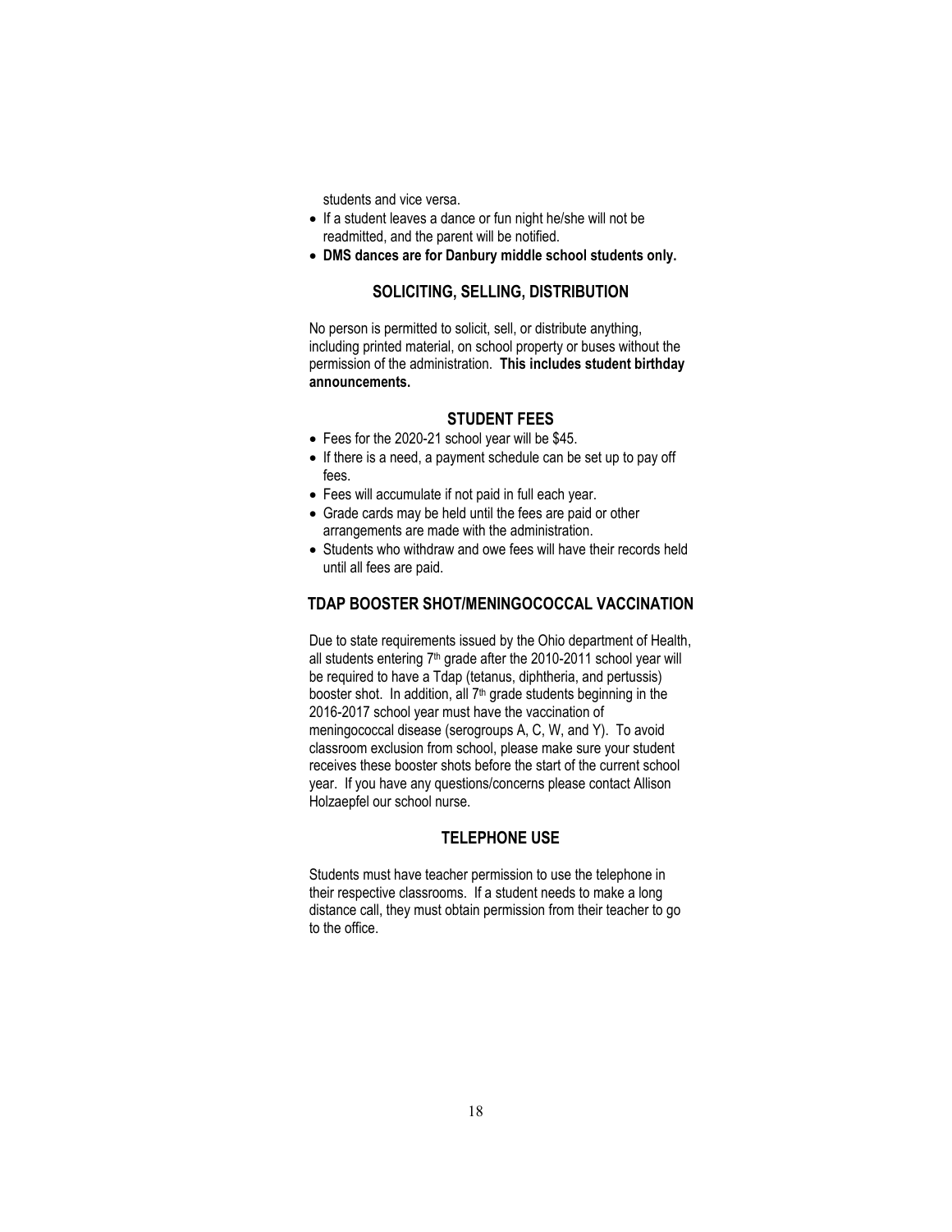students and vice versa.

- If a student leaves a dance or fun night he/she will not be readmitted, and the parent will be notified.
- **DMS dances are for Danbury middle school students only.**

## SOLICITING, SELLING, DISTRIBUTION

No person is permitted to solicit, sell, or distribute anything, including printed material, on school property or buses without the permission of the administration. **This includes student birthday announcements.**

## STUDENT FEES

- Fees for the 2020-21 school year will be $45.
- If there is a need, a payment schedule can be set up to pay off fees.
- Fees will accumulate if not paid in full each year.
- Grade cards may be held until the fees are paid or other arrangements are made with the administration.
- Students who withdraw and owe fees will have their records held until all fees are paid.

## TDAP BOOSTER SHOT/MENINGOCOCCAL VACCINATION

Due to state requirements issued by the Ohio department of Health, all students entering 7th grade after the 2010-2011 school year will be required to have a Tdap (tetanus, diphtheria, and pertussis) booster shot. In addition, all 7th grade students beginning in the 2016-2017 school year must have the vaccination of meningococcal disease (serogroups A, C, W, and Y). To avoid classroom exclusion from school, please make sure your student receives these booster shots before the start of the current school year. If you have any questions/concerns please contact Allison Holzaepfel our school nurse.

## TELEPHONE USE

Students must have teacher permission to use the telephone in their respective classrooms. If a student needs to make a long distance call, they must obtain permission from their teacher to go to the office.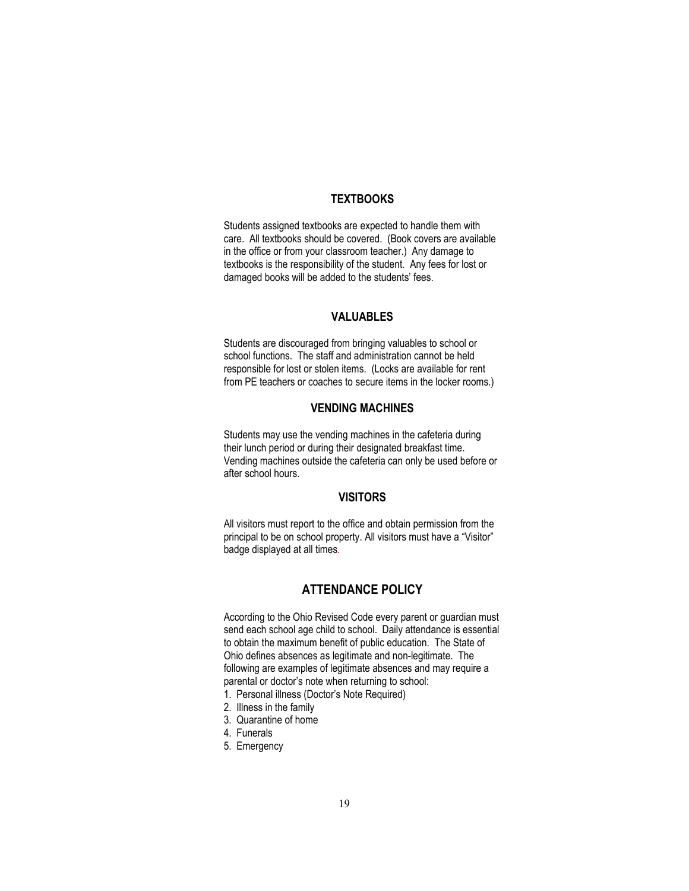## TEXTBOOKS

Students assigned textbooks are expected to handle them with care. All textbooks should be covered. (Book covers are available in the office or from your classroom teacher.) Any damage to textbooks is the responsibility of the student. Any fees for lost or damaged books will be added to the students' fees.

## VALUABLES

Students are discouraged from bringing valuables to school or school functions. The staff and administration cannot be held responsible for lost or stolen items. (Locks are available for rent from PE teachers or coaches to secure items in the locker rooms.)

## VENDING MACHINES

Students may use the vending machines in the cafeteria during their lunch period or during their designated breakfast time. Vending machines outside the cafeteria can only be used before or after school hours.

## VISITORS

All visitors must report to the office and obtain permission from the principal to be on school property. All visitors must have a "Visitor" badge displayed at all times.

# ATTENDANCE POLICY

According to the Ohio Revised Code every parent or guardian must send each school age child to school. Daily attendance is essential to obtain the maximum benefit of public education. The State of Ohio defines absences as legitimate and non-legitimate. The following are examples of legitimate absences and may require a parental or doctor's note when returning to school:

1. Personal illness (Doctor's Note Required)
2. Illness in the family
3. Quarantine of home
4. Funerals
5. Emergency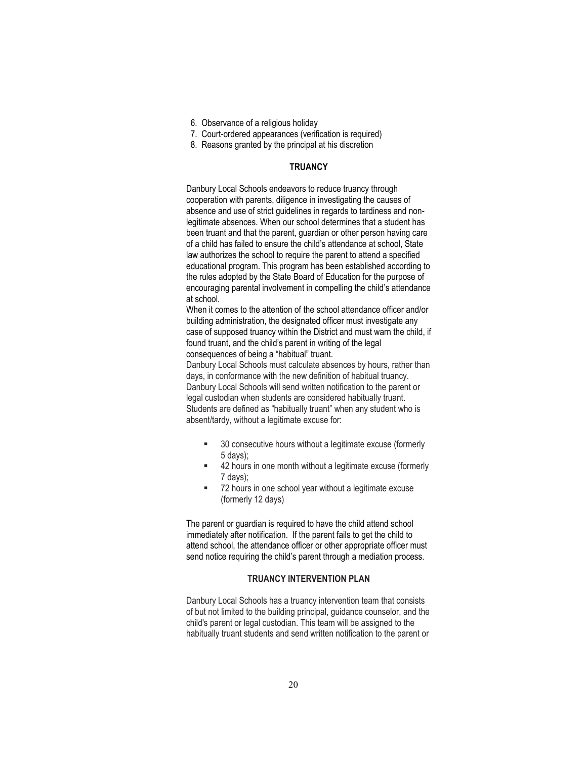6. Observance of a religious holiday
7. Court-ordered appearances (verification is required)
8. Reasons granted by the principal at his discretion

### TRUANCY

Danbury Local Schools endeavors to reduce truancy through cooperation with parents, diligence in investigating the causes of absence and use of strict guidelines in regards to tardiness and non-legitimate absences. When our school determines that a student has been truant and that the parent, guardian or other person having care of a child has failed to ensure the child's attendance at school, State law authorizes the school to require the parent to attend a specified educational program. This program has been established according to the rules adopted by the State Board of Education for the purpose of encouraging parental involvement in compelling the child's attendance at school.

When it comes to the attention of the school attendance officer and/or building administration, the designated officer must investigate any case of supposed truancy within the District and must warn the child, if found truant, and the child's parent in writing of the legal consequences of being a "habitual" truant.

Danbury Local Schools must calculate absences by hours, rather than days, in conformance with the new definition of habitual truancy. Danbury Local Schools will send written notification to the parent or legal custodian when students are considered habitually truant. Students are defined as "habitually truant" when any student who is absent/tardy, without a legitimate excuse for:

- 30 consecutive hours without a legitimate excuse (formerly 5 days);
- 42 hours in one month without a legitimate excuse (formerly 7 days);
- 72 hours in one school year without a legitimate excuse (formerly 12 days)

The parent or guardian is required to have the child attend school immediately after notification. If the parent fails to get the child to attend school, the attendance officer or other appropriate officer must send notice requiring the child's parent through a mediation process.

### TRUANCY INTERVENTION PLAN

Danbury Local Schools has a truancy intervention team that consists of but not limited to the building principal, guidance counselor, and the child's parent or legal custodian. This team will be assigned to the habitually truant students and send written notification to the parent or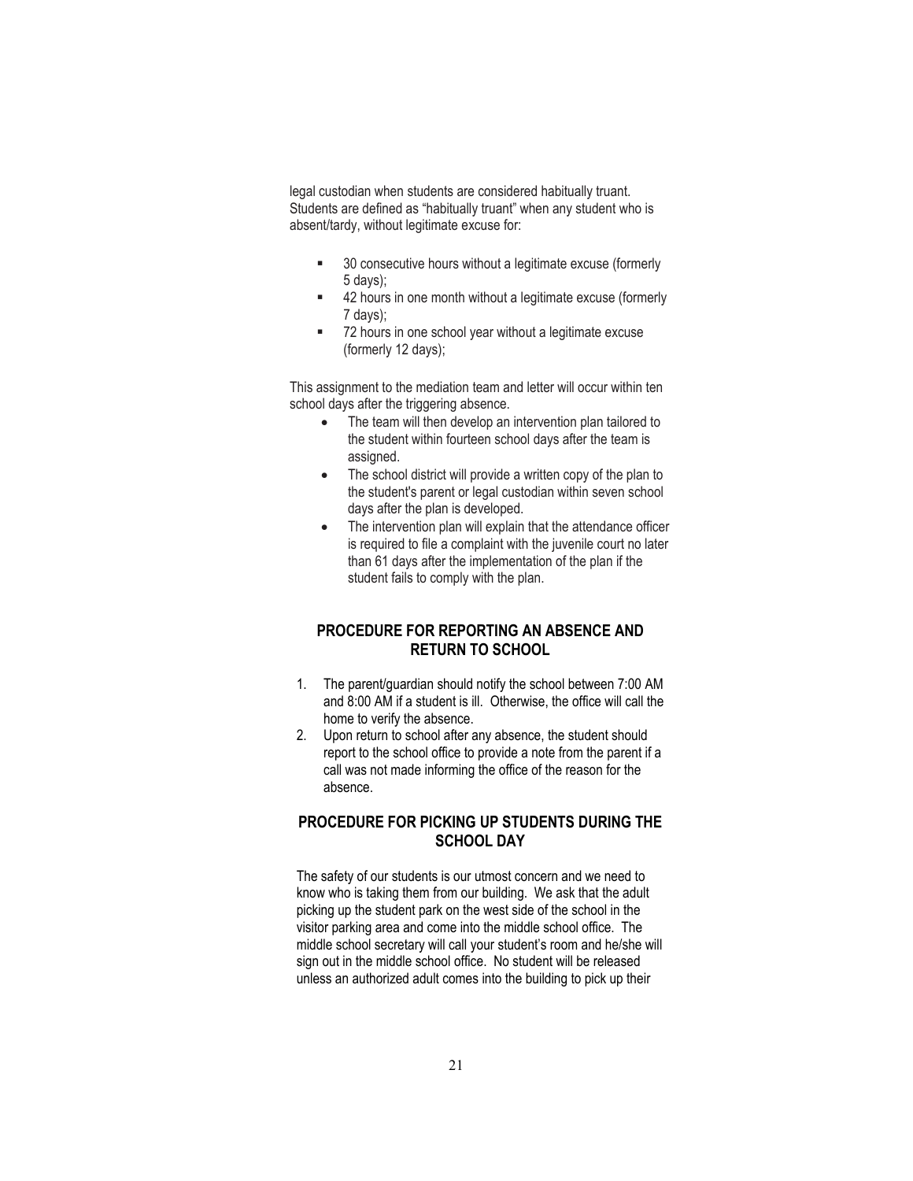legal custodian when students are considered habitually truant. Students are defined as "habitually truant" when any student who is absent/tardy, without legitimate excuse for:

- 30 consecutive hours without a legitimate excuse (formerly 5 days);
- 42 hours in one month without a legitimate excuse (formerly 7 days);
- 72 hours in one school year without a legitimate excuse (formerly 12 days);

This assignment to the mediation team and letter will occur within ten school days after the triggering absence.

- The team will then develop an intervention plan tailored to the student within fourteen school days after the team is assigned.
- The school district will provide a written copy of the plan to the student's parent or legal custodian within seven school days after the plan is developed.
- The intervention plan will explain that the attendance officer is required to file a complaint with the juvenile court no later than 61 days after the implementation of the plan if the student fails to comply with the plan.

## PROCEDURE FOR REPORTING AN ABSENCE AND RETURN TO SCHOOL

1. The parent/guardian should notify the school between 7:00 AM and 8:00 AM if a student is ill. Otherwise, the office will call the home to verify the absence.
2. Upon return to school after any absence, the student should report to the school office to provide a note from the parent if a call was not made informing the office of the reason for the absence.

## PROCEDURE FOR PICKING UP STUDENTS DURING THE SCHOOL DAY

The safety of our students is our utmost concern and we need to know who is taking them from our building. We ask that the adult picking up the student park on the west side of the school in the visitor parking area and come into the middle school office. The middle school secretary will call your student's room and he/she will sign out in the middle school office. No student will be released unless an authorized adult comes into the building to pick up their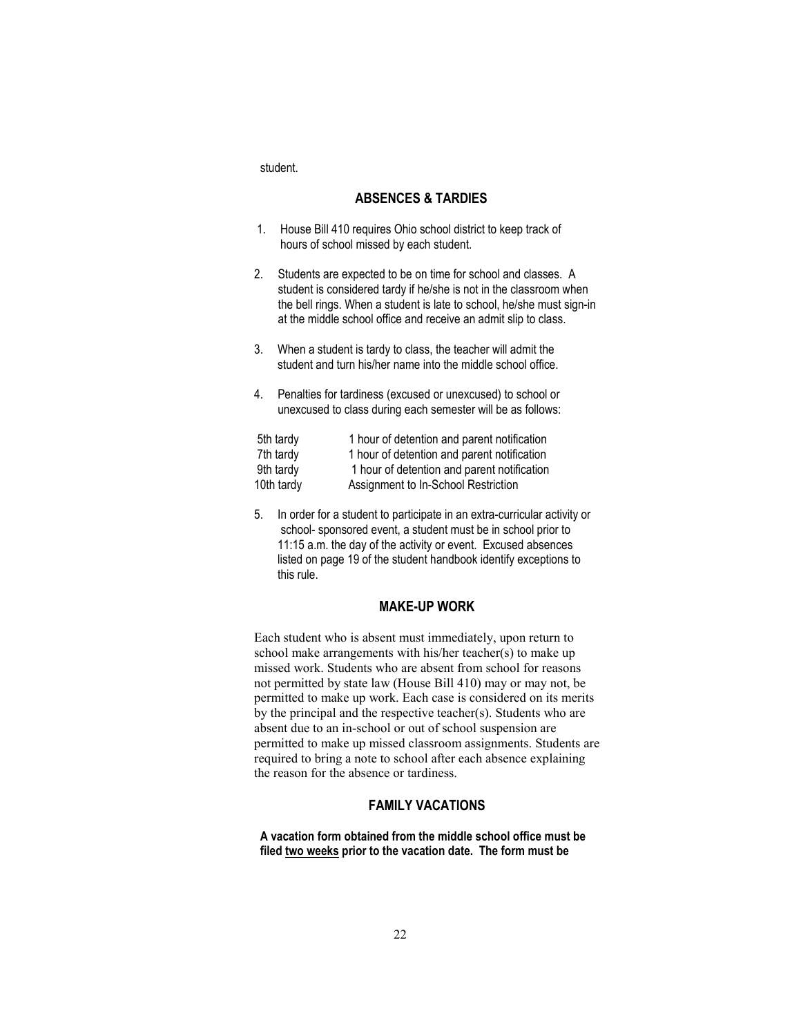student.

## ABSENCES & TARDIES

1. House Bill 410 requires Ohio school district to keep track of hours of school missed by each student.

2. Students are expected to be on time for school and classes. A student is considered tardy if he/she is not in the classroom when the bell rings. When a student is late to school, he/she must sign-in at the middle school office and receive an admit slip to class.

3. When a student is tardy to class, the teacher will admit the student and turn his/her name into the middle school office.

4. Penalties for tardiness (excused or unexcused) to school or unexcused to class during each semester will be as follows:

| | |
|---|---|
| 5th tardy | 1 hour of detention and parent notification |
| 7th tardy | 1 hour of detention and parent notification |
| 9th tardy | 1 hour of detention and parent notification |
| 10th tardy | Assignment to In-School Restriction |

5. In order for a student to participate in an extra-curricular activity or school- sponsored event, a student must be in school prior to 11:15 a.m. the day of the activity or event. Excused absences listed on page 19 of the student handbook identify exceptions to this rule.

## MAKE-UP WORK

Each student who is absent must immediately, upon return to school make arrangements with his/her teacher(s) to make up missed work. Students who are absent from school for reasons not permitted by state law (House Bill 410) may or may not, be permitted to make up work. Each case is considered on its merits by the principal and the respective teacher(s). Students who are absent due to an in-school or out of school suspension are permitted to make up missed classroom assignments. Students are required to bring a note to school after each absence explaining the reason for the absence or tardiness.

## FAMILY VACATIONS

**A vacation form obtained from the middle school office must be filed <u>two weeks</u> prior to the vacation date. The form must be**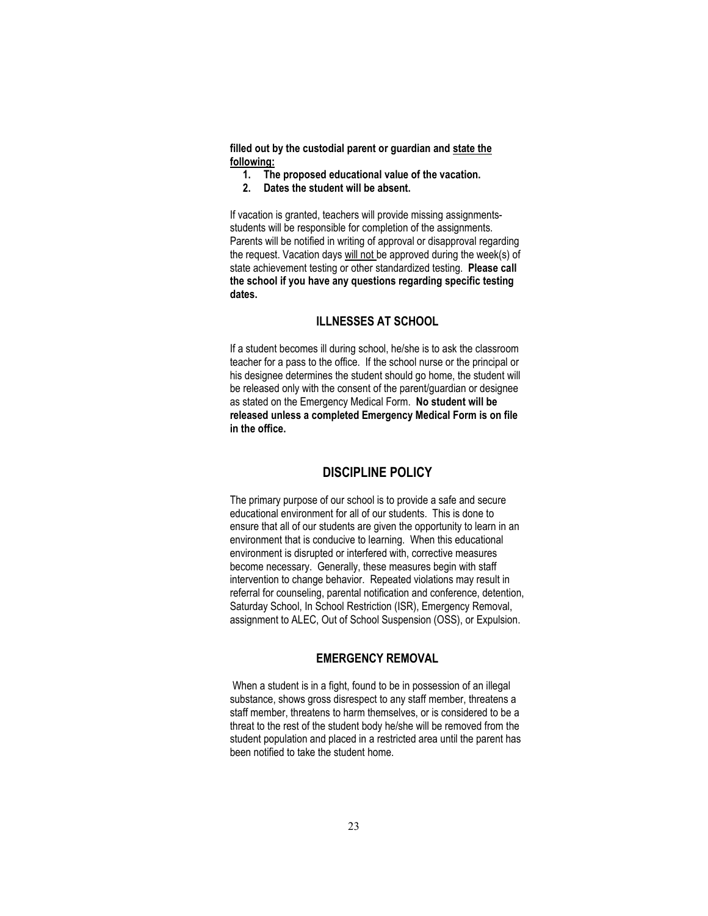**filled out by the custodial parent or guardian and <u>state the following:</u>**

1. **The proposed educational value of the vacation.**
2. **Dates the student will be absent.**

If vacation is granted, teachers will provide missing assignments- students will be responsible for completion of the assignments. Parents will be notified in writing of approval or disapproval regarding the request. Vacation days <u>will not</u> be approved during the week(s) of state achievement testing or other standardized testing. **Please call the school if you have any questions regarding specific testing dates.**

### ILLNESSES AT SCHOOL

If a student becomes ill during school, he/she is to ask the classroom teacher for a pass to the office. If the school nurse or the principal or his designee determines the student should go home, the student will be released only with the consent of the parent/guardian or designee as stated on the Emergency Medical Form. **No student will be released unless a completed Emergency Medical Form is on file in the office.**

## DISCIPLINE POLICY

The primary purpose of our school is to provide a safe and secure educational environment for all of our students. This is done to ensure that all of our students are given the opportunity to learn in an environment that is conducive to learning. When this educational environment is disrupted or interfered with, corrective measures become necessary. Generally, these measures begin with staff intervention to change behavior. Repeated violations may result in referral for counseling, parental notification and conference, detention, Saturday School, In School Restriction (ISR), Emergency Removal, assignment to ALEC, Out of School Suspension (OSS), or Expulsion.

### EMERGENCY REMOVAL

When a student is in a fight, found to be in possession of an illegal substance, shows gross disrespect to any staff member, threatens a staff member, threatens to harm themselves, or is considered to be a threat to the rest of the student body he/she will be removed from the student population and placed in a restricted area until the parent has been notified to take the student home.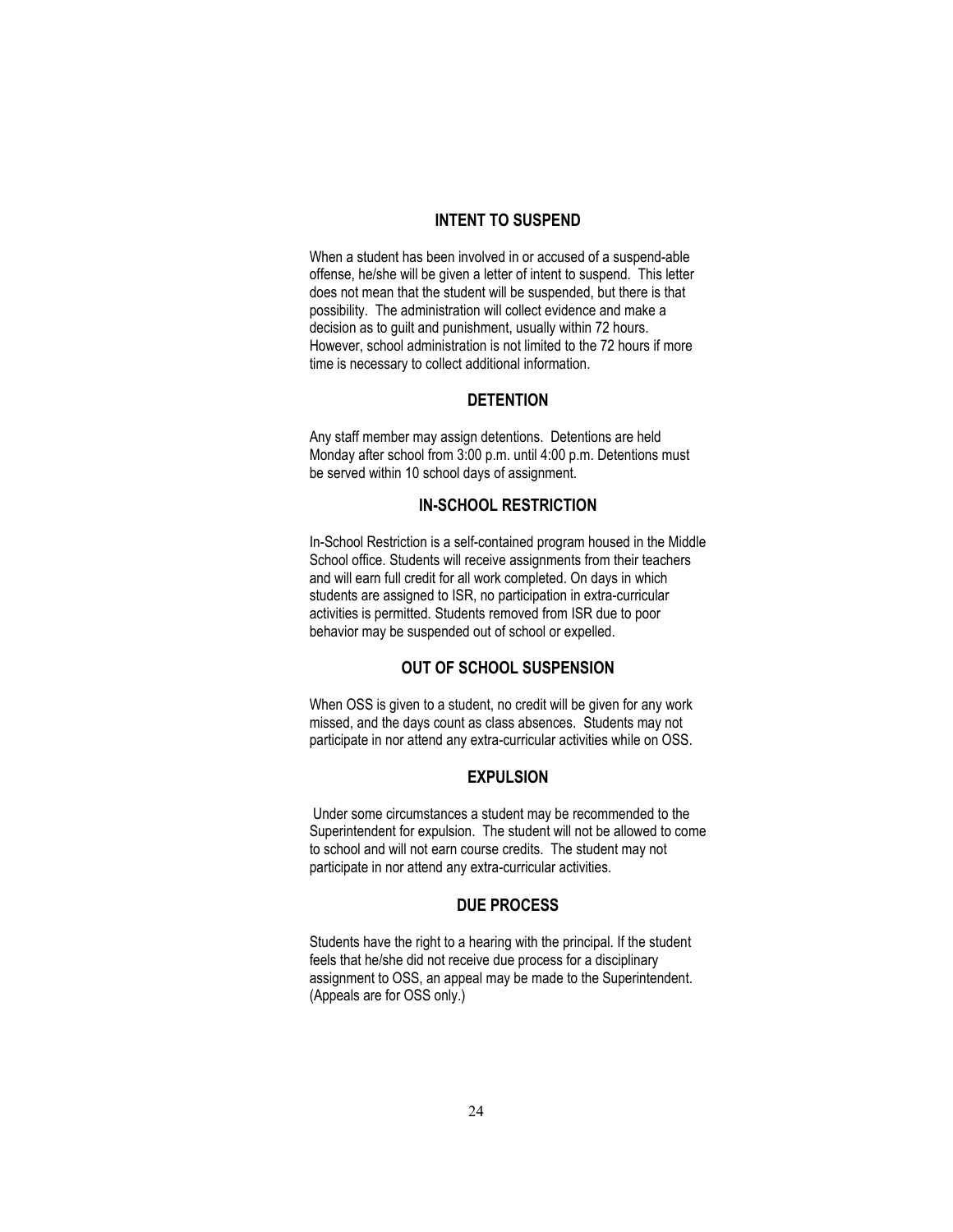## INTENT TO SUSPEND

When a student has been involved in or accused of a suspend-able offense, he/she will be given a letter of intent to suspend. This letter does not mean that the student will be suspended, but there is that possibility. The administration will collect evidence and make a decision as to guilt and punishment, usually within 72 hours. However, school administration is not limited to the 72 hours if more time is necessary to collect additional information.

## DETENTION

Any staff member may assign detentions. Detentions are held Monday after school from 3:00 p.m. until 4:00 p.m. Detentions must be served within 10 school days of assignment.

## IN-SCHOOL RESTRICTION

In-School Restriction is a self-contained program housed in the Middle School office. Students will receive assignments from their teachers and will earn full credit for all work completed. On days in which students are assigned to ISR, no participation in extra-curricular activities is permitted. Students removed from ISR due to poor behavior may be suspended out of school or expelled.

## OUT OF SCHOOL SUSPENSION

When OSS is given to a student, no credit will be given for any work missed, and the days count as class absences. Students may not participate in nor attend any extra-curricular activities while on OSS.

## EXPULSION

Under some circumstances a student may be recommended to the Superintendent for expulsion. The student will not be allowed to come to school and will not earn course credits. The student may not participate in nor attend any extra-curricular activities.

## DUE PROCESS

Students have the right to a hearing with the principal. If the student feels that he/she did not receive due process for a disciplinary assignment to OSS, an appeal may be made to the Superintendent. (Appeals are for OSS only.)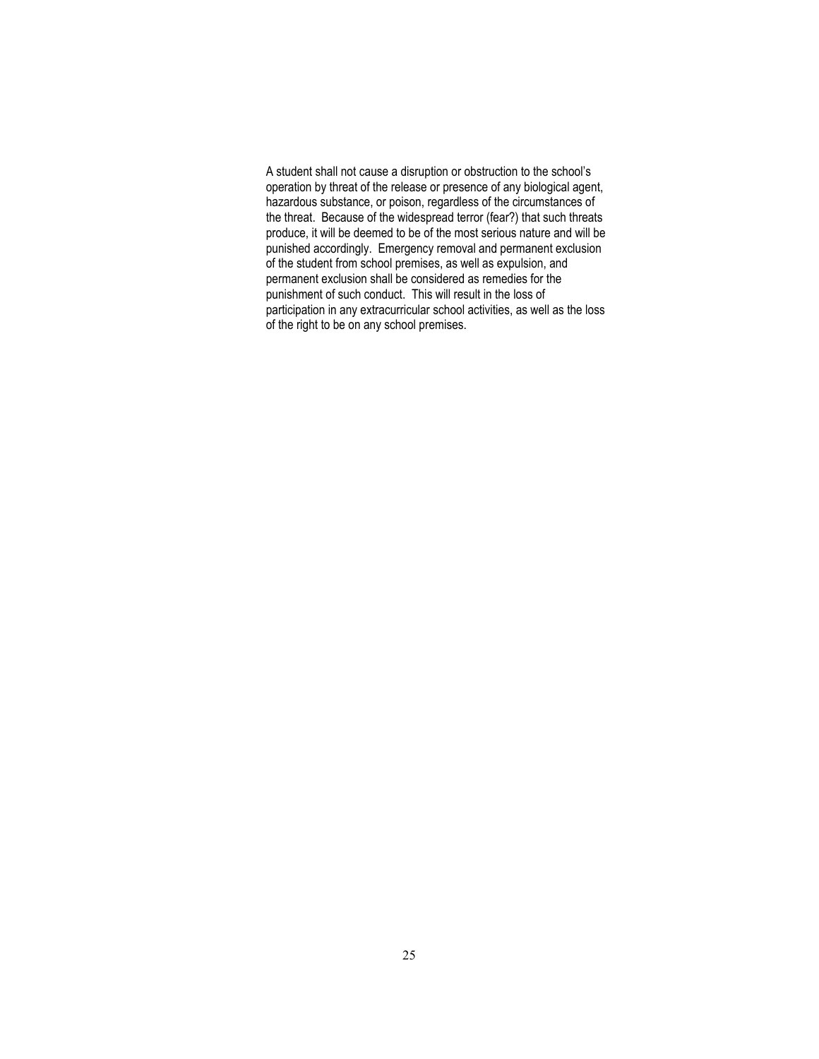A student shall not cause a disruption or obstruction to the school's operation by threat of the release or presence of any biological agent, hazardous substance, or poison, regardless of the circumstances of the threat. Because of the widespread terror (fear?) that such threats produce, it will be deemed to be of the most serious nature and will be punished accordingly. Emergency removal and permanent exclusion of the student from school premises, as well as expulsion, and permanent exclusion shall be considered as remedies for the punishment of such conduct. This will result in the loss of participation in any extracurricular school activities, as well as the loss of the right to be on any school premises.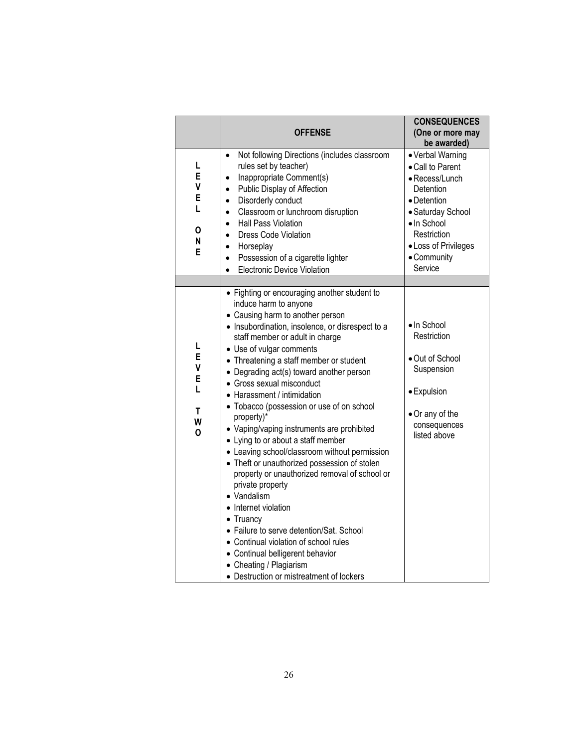| | OFFENSE | CONSEQUENCES (One or more may be awarded) |
|---|---|---|
| LEVEL ONE | • Not following Directions (includes classroom rules set by teacher)<br>• Inappropriate Comment(s)<br>• Public Display of Affection<br>• Disorderly conduct<br>• Classroom or lunchroom disruption<br>• Hall Pass Violation<br>• Dress Code Violation<br>• Horseplay<br>• Possession of a cigarette lighter<br>• Electronic Device Violation | • Verbal Warning<br>• Call to Parent<br>• Recess/Lunch Detention<br>• Detention<br>• Saturday School<br>• In School Restriction<br>• Loss of Privileges<br>• Community Service |
| | | |
| LEVEL TWO | • Fighting or encouraging another student to induce harm to anyone<br>• Causing harm to another person<br>• Insubordination, insolence, or disrespect to a staff member or adult in charge<br>• Use of vulgar comments<br>• Threatening a staff member or student<br>• Degrading act(s) toward another person<br>• Gross sexual misconduct<br>• Harassment / intimidation<br>• Tobacco (possession or use of on school property)*<br>• Vaping/vaping instruments are prohibited<br>• Lying to or about a staff member<br>• Leaving school/classroom without permission<br>• Theft or unauthorized possession of stolen property or unauthorized removal of school or private property<br>• Vandalism<br>• Internet violation<br>• Truancy<br>• Failure to serve detention/Sat. School<br>• Continual violation of school rules<br>• Continual belligerent behavior<br>• Cheating / Plagiarism<br>• Destruction or mistreatment of lockers | • In School Restriction<br>• Out of School Suspension<br>• Expulsion<br>• Or any of the consequences listed above |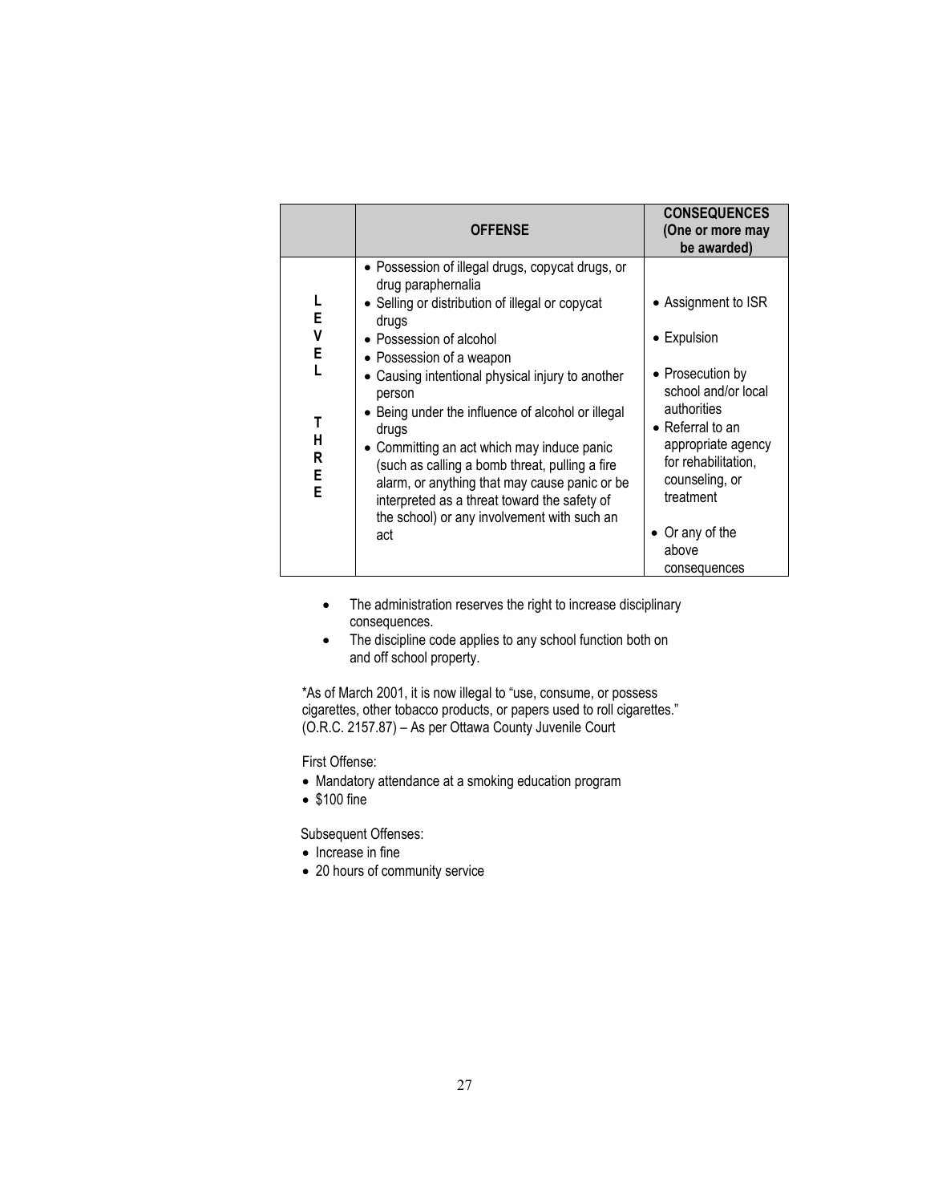| | OFFENSE | CONSEQUENCES (One or more may be awarded) |
|---|---|---|
| LEVEL THREE | • Possession of illegal drugs, copycat drugs, or drug paraphernalia<br>• Selling or distribution of illegal or copycat drugs<br>• Possession of alcohol<br>• Possession of a weapon<br>• Causing intentional physical injury to another person<br>• Being under the influence of alcohol or illegal drugs<br>• Committing an act which may induce panic (such as calling a bomb threat, pulling a fire alarm, or anything that may cause panic or be interpreted as a threat toward the safety of the school) or any involvement with such an act | • Assignment to ISR<br>• Expulsion<br>• Prosecution by school and/or local authorities<br>• Referral to an appropriate agency for rehabilitation, counseling, or treatment<br>• Or any of the above consequences |

- The administration reserves the right to increase disciplinary consequences.
- The discipline code applies to any school function both on and off school property.

*As of March 2001, it is now illegal to "use, consume, or possess cigarettes, other tobacco products, or papers used to roll cigarettes." (O.R.C. 2157.87) – As per Ottawa County Juvenile Court

First Offense:

- Mandatory attendance at a smoking education program
- $100 fine

Subsequent Offenses:

- Increase in fine
- 20 hours of community service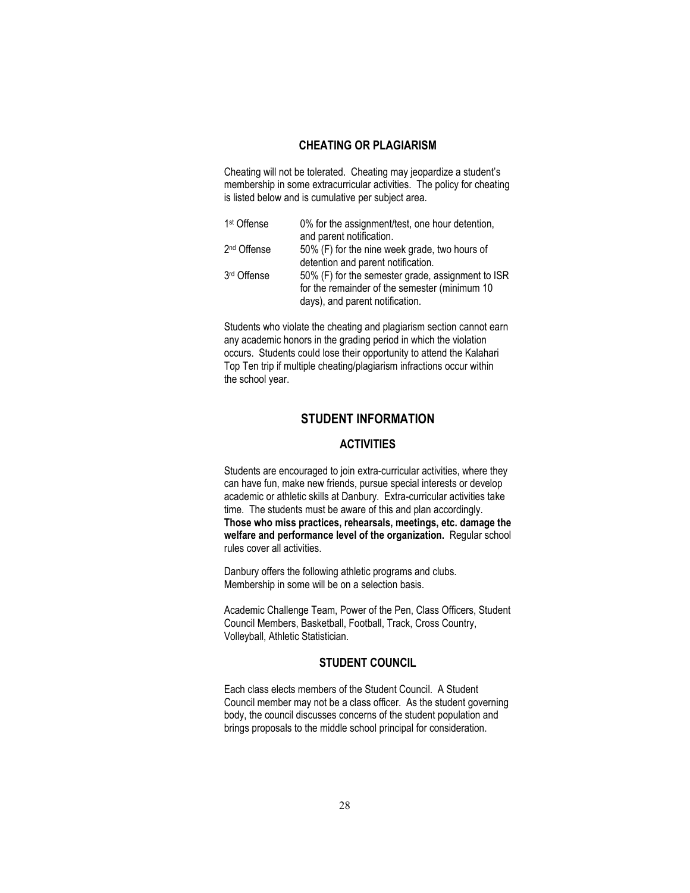### CHEATING OR PLAGIARISM

Cheating will not be tolerated. Cheating may jeopardize a student's membership in some extracurricular activities. The policy for cheating is listed below and is cumulative per subject area.

| | |
|---|---|
| 1st Offense | 0% for the assignment/test, one hour detention, and parent notification. |
| 2nd Offense | 50% (F) for the nine week grade, two hours of detention and parent notification. |
| 3rd Offense | 50% (F) for the semester grade, assignment to ISR for the remainder of the semester (minimum 10 days), and parent notification. |

Students who violate the cheating and plagiarism section cannot earn any academic honors in the grading period in which the violation occurs. Students could lose their opportunity to attend the Kalahari Top Ten trip if multiple cheating/plagiarism infractions occur within the school year.

## STUDENT INFORMATION

### ACTIVITIES

Students are encouraged to join extra-curricular activities, where they can have fun, make new friends, pursue special interests or develop academic or athletic skills at Danbury. Extra-curricular activities take time. The students must be aware of this and plan accordingly. **Those who miss practices, rehearsals, meetings, etc. damage the welfare and performance level of the organization.** Regular school rules cover all activities.

Danbury offers the following athletic programs and clubs. Membership in some will be on a selection basis.

Academic Challenge Team, Power of the Pen, Class Officers, Student Council Members, Basketball, Football, Track, Cross Country, Volleyball, Athletic Statistician.

### STUDENT COUNCIL

Each class elects members of the Student Council. A Student Council member may not be a class officer. As the student governing body, the council discusses concerns of the student population and brings proposals to the middle school principal for consideration.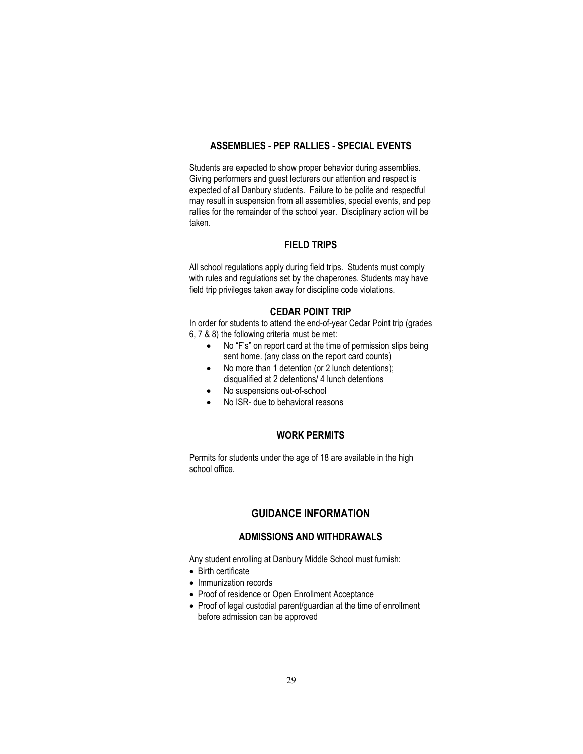### ASSEMBLIES - PEP RALLIES - SPECIAL EVENTS

Students are expected to show proper behavior during assemblies. Giving performers and guest lecturers our attention and respect is expected of all Danbury students. Failure to be polite and respectful may result in suspension from all assemblies, special events, and pep rallies for the remainder of the school year. Disciplinary action will be taken.

### FIELD TRIPS

All school regulations apply during field trips. Students must comply with rules and regulations set by the chaperones. Students may have field trip privileges taken away for discipline code violations.

### CEDAR POINT TRIP

In order for students to attend the end-of-year Cedar Point trip (grades 6, 7 & 8) the following criteria must be met:

- No "F's" on report card at the time of permission slips being sent home. (any class on the report card counts)
- No more than 1 detention (or 2 lunch detentions); disqualified at 2 detentions/ 4 lunch detentions
- No suspensions out-of-school
- No ISR- due to behavioral reasons

### WORK PERMITS

Permits for students under the age of 18 are available in the high school office.

## GUIDANCE INFORMATION

### ADMISSIONS AND WITHDRAWALS

Any student enrolling at Danbury Middle School must furnish:

- Birth certificate
- Immunization records
- Proof of residence or Open Enrollment Acceptance
- Proof of legal custodial parent/guardian at the time of enrollment before admission can be approved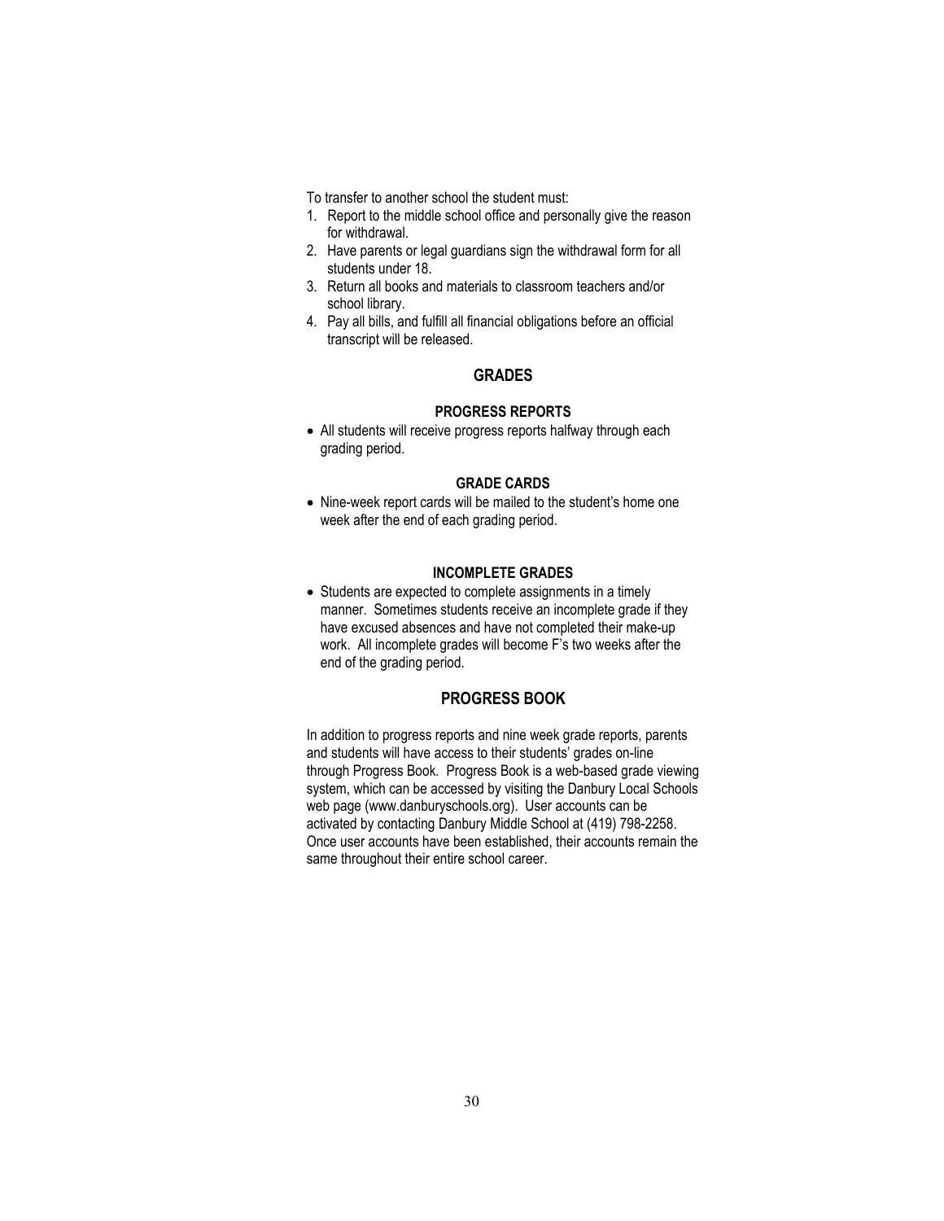To transfer to another school the student must:

1. Report to the middle school office and personally give the reason for withdrawal.
2. Have parents or legal guardians sign the withdrawal form for all students under 18.
3. Return all books and materials to classroom teachers and/or school library.
4. Pay all bills, and fulfill all financial obligations before an official transcript will be released.

## GRADES

### PROGRESS REPORTS

- All students will receive progress reports halfway through each grading period.

### GRADE CARDS

- Nine-week report cards will be mailed to the student's home one week after the end of each grading period.

### INCOMPLETE GRADES

- Students are expected to complete assignments in a timely manner. Sometimes students receive an incomplete grade if they have excused absences and have not completed their make-up work. All incomplete grades will become F's two weeks after the end of the grading period.

## PROGRESS BOOK

In addition to progress reports and nine week grade reports, parents and students will have access to their students' grades on-line through Progress Book. Progress Book is a web-based grade viewing system, which can be accessed by visiting the Danbury Local Schools web page (www.danburyschools.org). User accounts can be activated by contacting Danbury Middle School at (419) 798-2258. Once user accounts have been established, their accounts remain the same throughout their entire school career.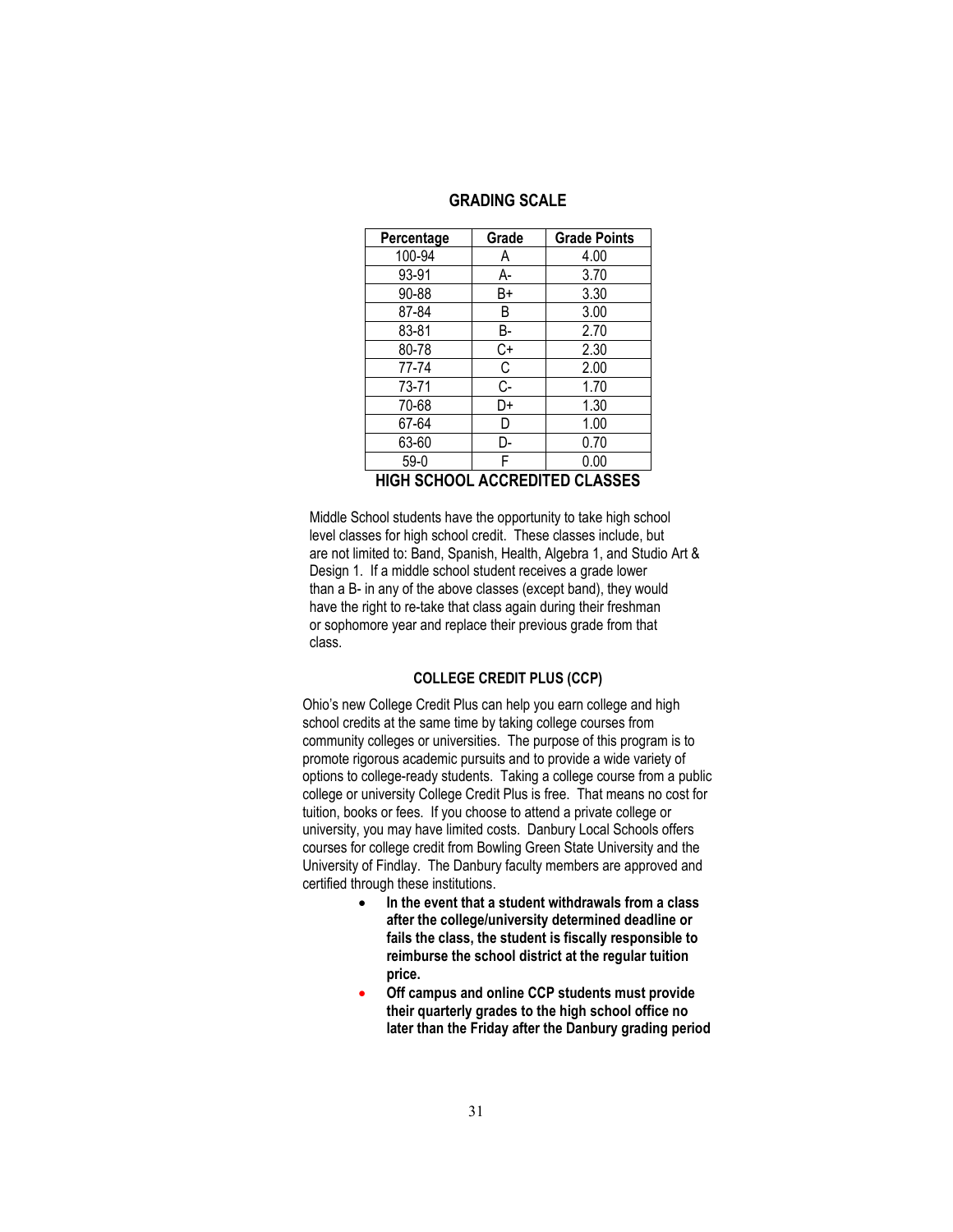## GRADING SCALE

| Percentage | Grade | Grade Points |
|---|---|---|
| 100-94 | A | 4.00 |
| 93-91 | A- | 3.70 |
| 90-88 | B+ | 3.30 |
| 87-84 | B | 3.00 |
| 83-81 | B- | 2.70 |
| 80-78 | C+ | 2.30 |
| 77-74 | C | 2.00 |
| 73-71 | C- | 1.70 |
| 70-68 | D+ | 1.30 |
| 67-64 | D | 1.00 |
| 63-60 | D- | 0.70 |
| 59-0 | F | 0.00 |

## HIGH SCHOOL ACCREDITED CLASSES

Middle School students have the opportunity to take high school level classes for high school credit. These classes include, but are not limited to: Band, Spanish, Health, Algebra 1, and Studio Art & Design 1. If a middle school student receives a grade lower than a B- in any of the above classes (except band), they would have the right to re-take that class again during their freshman or sophomore year and replace their previous grade from that class.

### COLLEGE CREDIT PLUS (CCP)

Ohio's new College Credit Plus can help you earn college and high school credits at the same time by taking college courses from community colleges or universities. The purpose of this program is to promote rigorous academic pursuits and to provide a wide variety of options to college-ready students. Taking a college course from a public college or university College Credit Plus is free. That means no cost for tuition, books or fees. If you choose to attend a private college or university, you may have limited costs. Danbury Local Schools offers courses for college credit from Bowling Green State University and the University of Findlay. The Danbury faculty members are approved and certified through these institutions.

- **In the event that a student withdrawals from a class after the college/university determined deadline or fails the class, the student is fiscally responsible to reimburse the school district at the regular tuition price.**
- **Off campus and online CCP students must provide their quarterly grades to the high school office no later than the Friday after the Danbury grading period**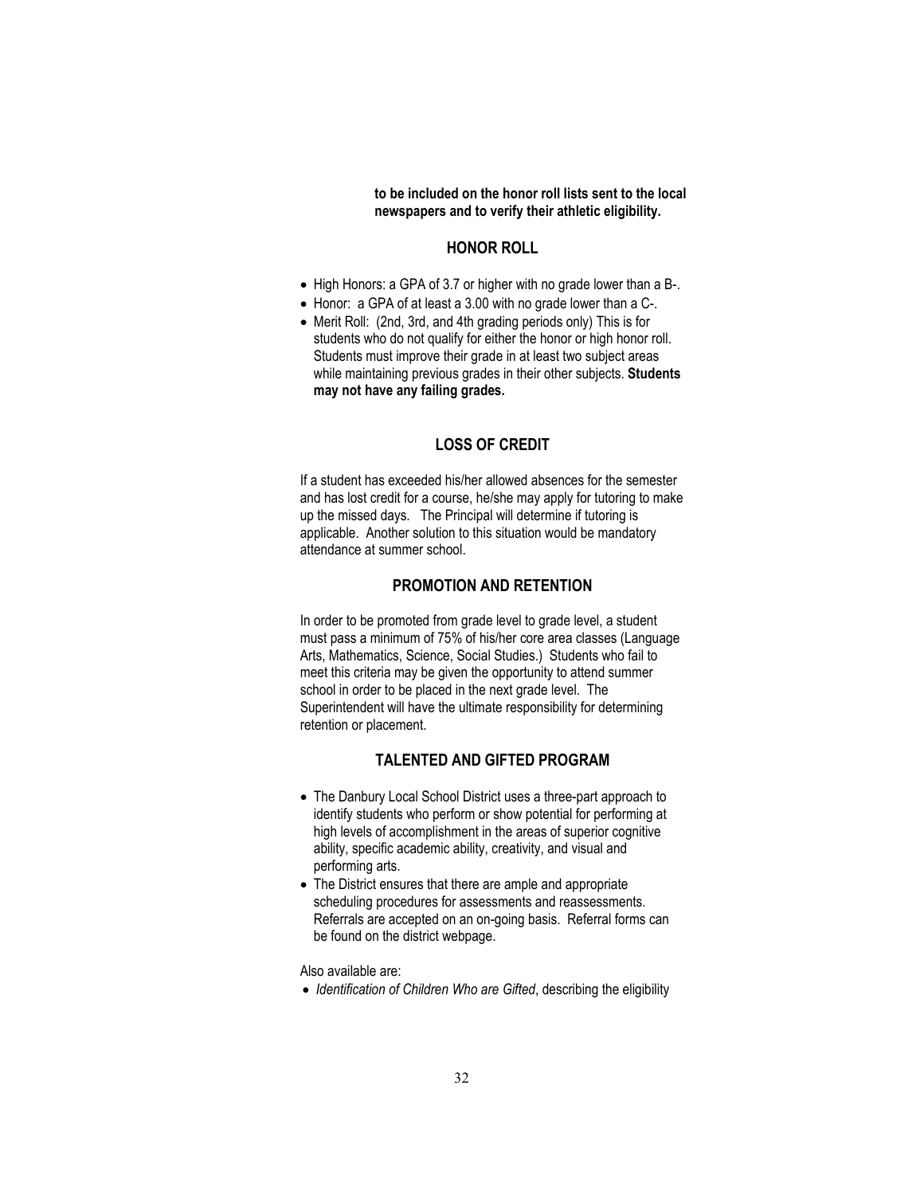**to be included on the honor roll lists sent to the local newspapers and to verify their athletic eligibility.**

## HONOR ROLL

- High Honors: a GPA of 3.7 or higher with no grade lower than a B-.
- Honor: a GPA of at least a 3.00 with no grade lower than a C-.
- Merit Roll: (2nd, 3rd, and 4th grading periods only) This is for students who do not qualify for either the honor or high honor roll. Students must improve their grade in at least two subject areas while maintaining previous grades in their other subjects. **Students may not have any failing grades.**

## LOSS OF CREDIT

If a student has exceeded his/her allowed absences for the semester and has lost credit for a course, he/she may apply for tutoring to make up the missed days. The Principal will determine if tutoring is applicable. Another solution to this situation would be mandatory attendance at summer school.

## PROMOTION AND RETENTION

In order to be promoted from grade level to grade level, a student must pass a minimum of 75% of his/her core area classes (Language Arts, Mathematics, Science, Social Studies.) Students who fail to meet this criteria may be given the opportunity to attend summer school in order to be placed in the next grade level. The Superintendent will have the ultimate responsibility for determining retention or placement.

## TALENTED AND GIFTED PROGRAM

- The Danbury Local School District uses a three-part approach to identify students who perform or show potential for performing at high levels of accomplishment in the areas of superior cognitive ability, specific academic ability, creativity, and visual and performing arts.
- The District ensures that there are ample and appropriate scheduling procedures for assessments and reassessments. Referrals are accepted on an on-going basis. Referral forms can be found on the district webpage.

Also available are:

- *Identification of Children Who are Gifted*, describing the eligibility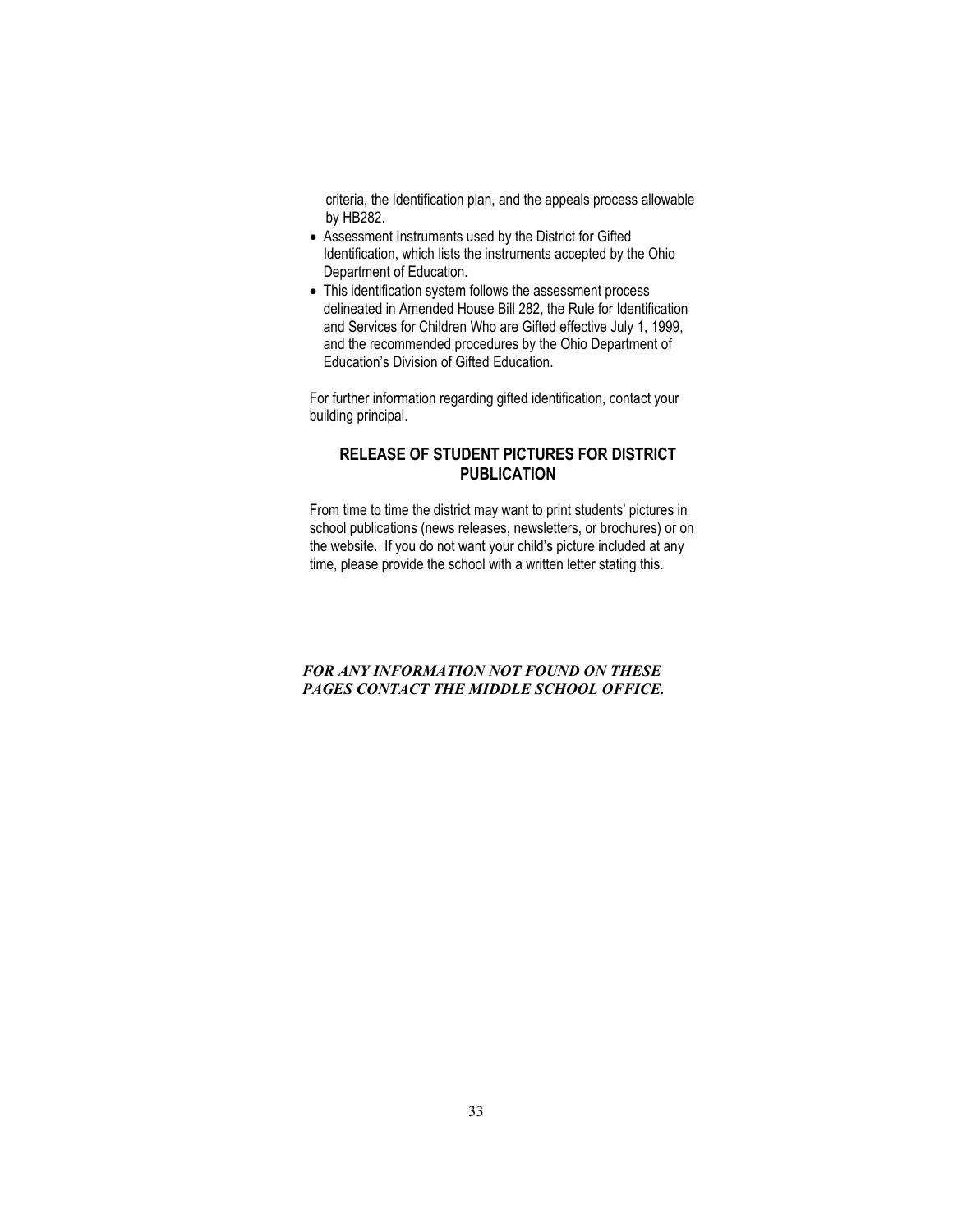criteria, the Identification plan, and the appeals process allowable by HB282.

- Assessment Instruments used by the District for Gifted Identification, which lists the instruments accepted by the Ohio Department of Education.
- This identification system follows the assessment process delineated in Amended House Bill 282, the Rule for Identification and Services for Children Who are Gifted effective July 1, 1999, and the recommended procedures by the Ohio Department of Education's Division of Gifted Education.

For further information regarding gifted identification, contact your building principal.

## RELEASE OF STUDENT PICTURES FOR DISTRICT PUBLICATION

From time to time the district may want to print students' pictures in school publications (news releases, newsletters, or brochures) or on the website. If you do not want your child's picture included at any time, please provide the school with a written letter stating this.

***FOR ANY INFORMATION NOT FOUND ON THESE PAGES CONTACT THE MIDDLE SCHOOL OFFICE.***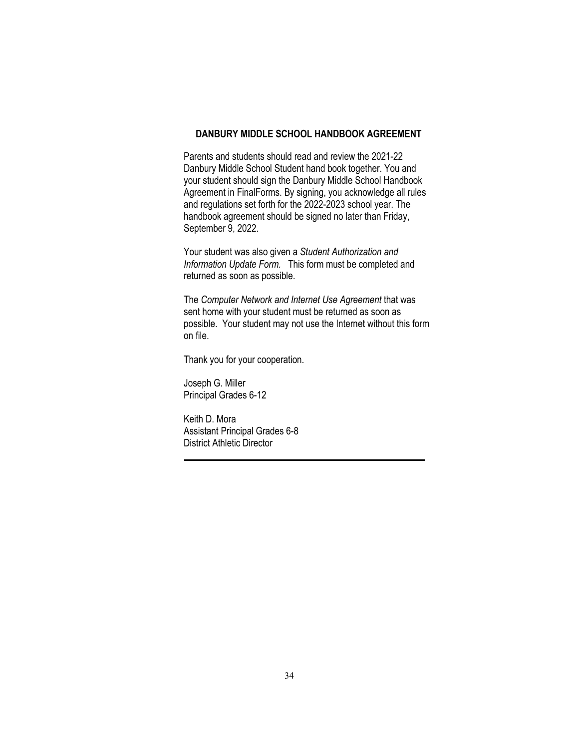## DANBURY MIDDLE SCHOOL HANDBOOK AGREEMENT

Parents and students should read and review the 2021-22 Danbury Middle School Student hand book together. You and your student should sign the Danbury Middle School Handbook Agreement in FinalForms. By signing, you acknowledge all rules and regulations set forth for the 2022-2023 school year. The handbook agreement should be signed no later than Friday, September 9, 2022.

Your student was also given a *Student Authorization and Information Update Form.* This form must be completed and returned as soon as possible.

The *Computer Network and Internet Use Agreement* that was sent home with your student must be returned as soon as possible. Your student may not use the Internet without this form on file.

Thank you for your cooperation.

Joseph G. Miller
Principal Grades 6-12

Keith D. Mora
Assistant Principal Grades 6-8
District Athletic Director